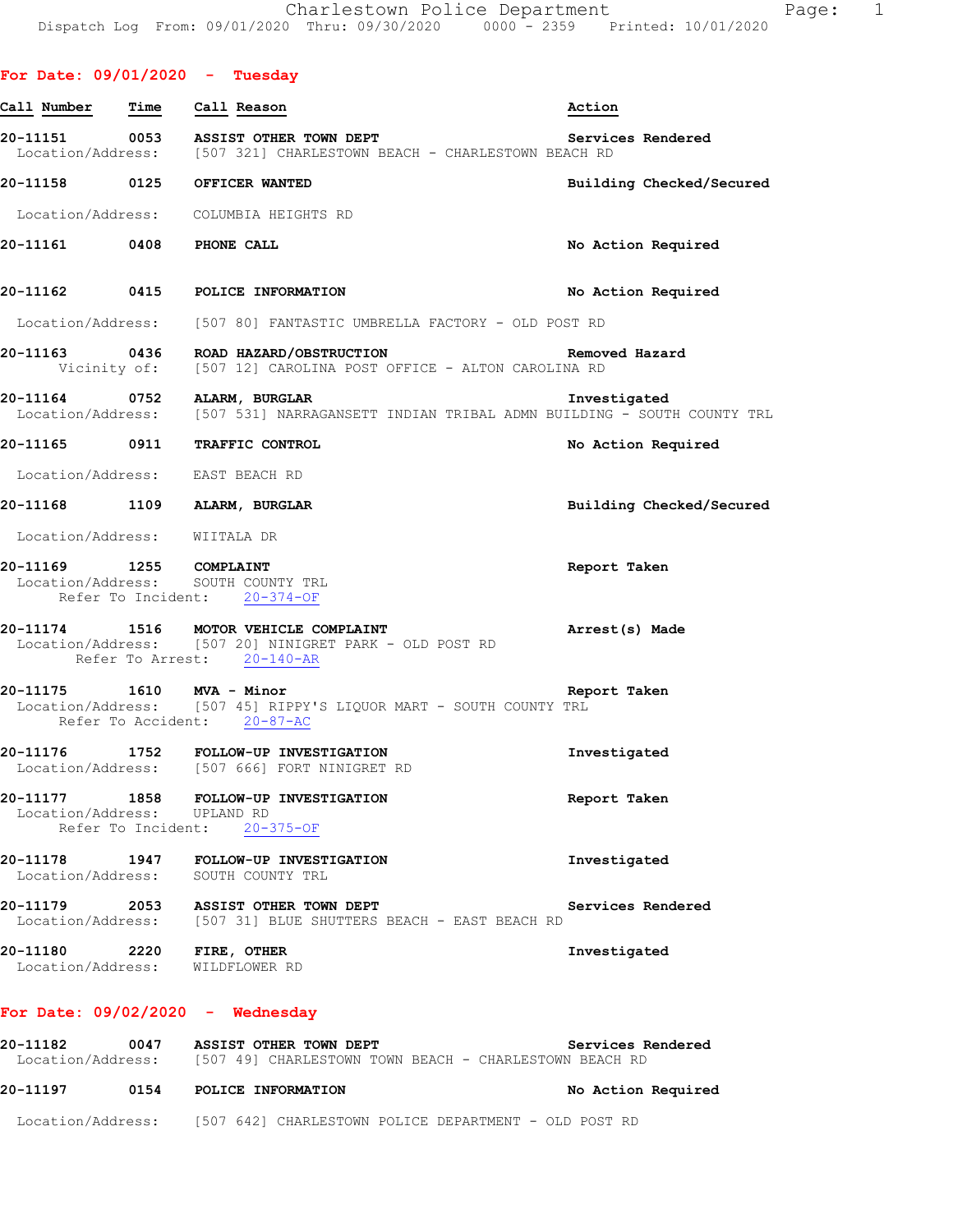Charlestown Police Department
Dispatch Log From: 09/01/2020 Thru: 09/30/2020 0000 - 2359 Printed: 10/01/2020

## For Date: 09/01/2020 - Tuesday

| Call Number | Time | Call Reason | Action |
|---|---|---|---|
| **20-11151** | **0053** | **ASSIST OTHER TOWN DEPT** | **Services Rendered** |
| Location/Address: | | [507 321] CHARLESTOWN BEACH - CHARLESTOWN BEACH RD | |
| **20-11158** | **0125** | **OFFICER WANTED** | **Building Checked/Secured** |
| Location/Address: | | COLUMBIA HEIGHTS RD | |
| **20-11161** | **0408** | **PHONE CALL** | **No Action Required** |
| **20-11162** | **0415** | **POLICE INFORMATION** | **No Action Required** |
| Location/Address: | | [507 80] FANTASTIC UMBRELLA FACTORY - OLD POST RD | |
| **20-11163** | **0436** | **ROAD HAZARD/OBSTRUCTION** | **Removed Hazard** |
| Vicinity of: | | [507 12] CAROLINA POST OFFICE - ALTON CAROLINA RD | |
| **20-11164** | **0752** | **ALARM, BURGLAR** | **Investigated** |
| Location/Address: | | [507 531] NARRAGANSETT INDIAN TRIBAL ADMN BUILDING - SOUTH COUNTY TRL | |
| **20-11165** | **0911** | **TRAFFIC CONTROL** | **No Action Required** |
| Location/Address: | | EAST BEACH RD | |
| **20-11168** | **1109** | **ALARM, BURGLAR** | **Building Checked/Secured** |
| Location/Address: | | WIITALA DR | |
| **20-11169** | **1255** | **COMPLAINT** | **Report Taken** |
| Location/Address: | | SOUTH COUNTY TRL | |
| Refer To Incident: | | 20-374-OF | |
| **20-11174** | **1516** | **MOTOR VEHICLE COMPLAINT** | **Arrest(s) Made** |
| Location/Address: | | [507 20] NINIGRET PARK - OLD POST RD | |
| Refer To Arrest: | | 20-140-AR | |
| **20-11175** | **1610** | **MVA - Minor** | **Report Taken** |
| Location/Address: | | [507 45] RIPPY'S LIQUOR MART - SOUTH COUNTY TRL | |
| Refer To Accident: | | 20-87-AC | |
| **20-11176** | **1752** | **FOLLOW-UP INVESTIGATION** | **Investigated** |
| Location/Address: | | [507 666] FORT NINIGRET RD | |
| **20-11177** | **1858** | **FOLLOW-UP INVESTIGATION** | **Report Taken** |
| Location/Address: | | UPLAND RD | |
| Refer To Incident: | | 20-375-OF | |
| **20-11178** | **1947** | **FOLLOW-UP INVESTIGATION** | **Investigated** |
| Location/Address: | | SOUTH COUNTY TRL | |
| **20-11179** | **2053** | **ASSIST OTHER TOWN DEPT** | **Services Rendered** |
| Location/Address: | | [507 31] BLUE SHUTTERS BEACH - EAST BEACH RD | |
| **20-11180** | **2220** | **FIRE, OTHER** | **Investigated** |
| Location/Address: | | WILDFLOWER RD | |

## For Date: 09/02/2020 - Wednesday

| Call Number | Time | Call Reason | Action |
|---|---|---|---|
| **20-11182** | **0047** | **ASSIST OTHER TOWN DEPT** | **Services Rendered** |
| Location/Address: | | [507 49] CHARLESTOWN TOWN BEACH - CHARLESTOWN BEACH RD | |
| **20-11197** | **0154** | **POLICE INFORMATION** | **No Action Required** |
| Location/Address: | | [507 642] CHARLESTOWN POLICE DEPARTMENT - OLD POST RD | |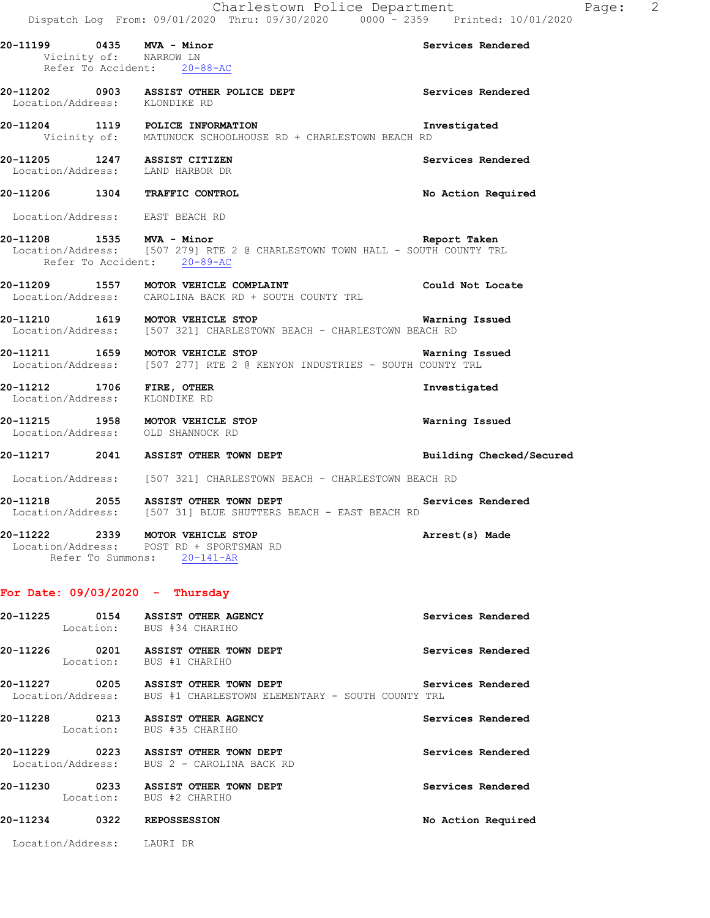**20-11199 0435 MVA - Minor** **Services Rendered**
Vicinity of: NARROW LN
Refer To Accident: 20-88-AC

**20-11202 0903 ASSIST OTHER POLICE DEPT** **Services Rendered**
Location/Address: KLONDIKE RD

**20-11204 1119 POLICE INFORMATION** **Investigated**
Vicinity of: MATUNUCK SCHOOLHOUSE RD + CHARLESTOWN BEACH RD

**20-11205 1247 ASSIST CITIZEN** **Services Rendered**
Location/Address: LAND HARBOR DR

**20-11206 1304 TRAFFIC CONTROL** **No Action Required**
Location/Address: EAST BEACH RD

**20-11208 1535 MVA - Minor** **Report Taken**
Location/Address: [507 279] RTE 2 @ CHARLESTOWN TOWN HALL - SOUTH COUNTY TRL
Refer To Accident: 20-89-AC

**20-11209 1557 MOTOR VEHICLE COMPLAINT** **Could Not Locate**
Location/Address: CAROLINA BACK RD + SOUTH COUNTY TRL

**20-11210 1619 MOTOR VEHICLE STOP** **Warning Issued**
Location/Address: [507 321] CHARLESTOWN BEACH - CHARLESTOWN BEACH RD

**20-11211 1659 MOTOR VEHICLE STOP** **Warning Issued**
Location/Address: [507 277] RTE 2 @ KENYON INDUSTRIES - SOUTH COUNTY TRL

**20-11212 1706 FIRE, OTHER** **Investigated**
Location/Address: KLONDIKE RD

**20-11215 1958 MOTOR VEHICLE STOP** **Warning Issued**
Location/Address: OLD SHANNOCK RD

**20-11217 2041 ASSIST OTHER TOWN DEPT** **Building Checked/Secured**
Location/Address: [507 321] CHARLESTOWN BEACH - CHARLESTOWN BEACH RD

**20-11218 2055 ASSIST OTHER TOWN DEPT** **Services Rendered**
Location/Address: [507 31] BLUE SHUTTERS BEACH - EAST BEACH RD

**20-11222 2339 MOTOR VEHICLE STOP** **Arrest(s) Made**
Location/Address: POST RD + SPORTSMAN RD
Refer To Summons: 20-141-AR

## For Date: 09/03/2020 - Thursday

**20-11225 0154 ASSIST OTHER AGENCY** **Services Rendered**
Location: BUS #34 CHARIHO

**20-11226 0201 ASSIST OTHER TOWN DEPT** **Services Rendered**
Location: BUS #1 CHARIHO

**20-11227 0205 ASSIST OTHER TOWN DEPT** **Services Rendered**
Location/Address: BUS #1 CHARLESTOWN ELEMENTARY - SOUTH COUNTY TRL

**20-11228 0213 ASSIST OTHER AGENCY** **Services Rendered**
Location: BUS #35 CHARIHO

**20-11229 0223 ASSIST OTHER TOWN DEPT** **Services Rendered**
Location/Address: BUS 2 - CAROLINA BACK RD

**20-11230 0233 ASSIST OTHER TOWN DEPT** **Services Rendered**
Location: BUS #2 CHARIHO

**20-11234 0322 REPOSSESSION** **No Action Required**
Location/Address: LAURI DR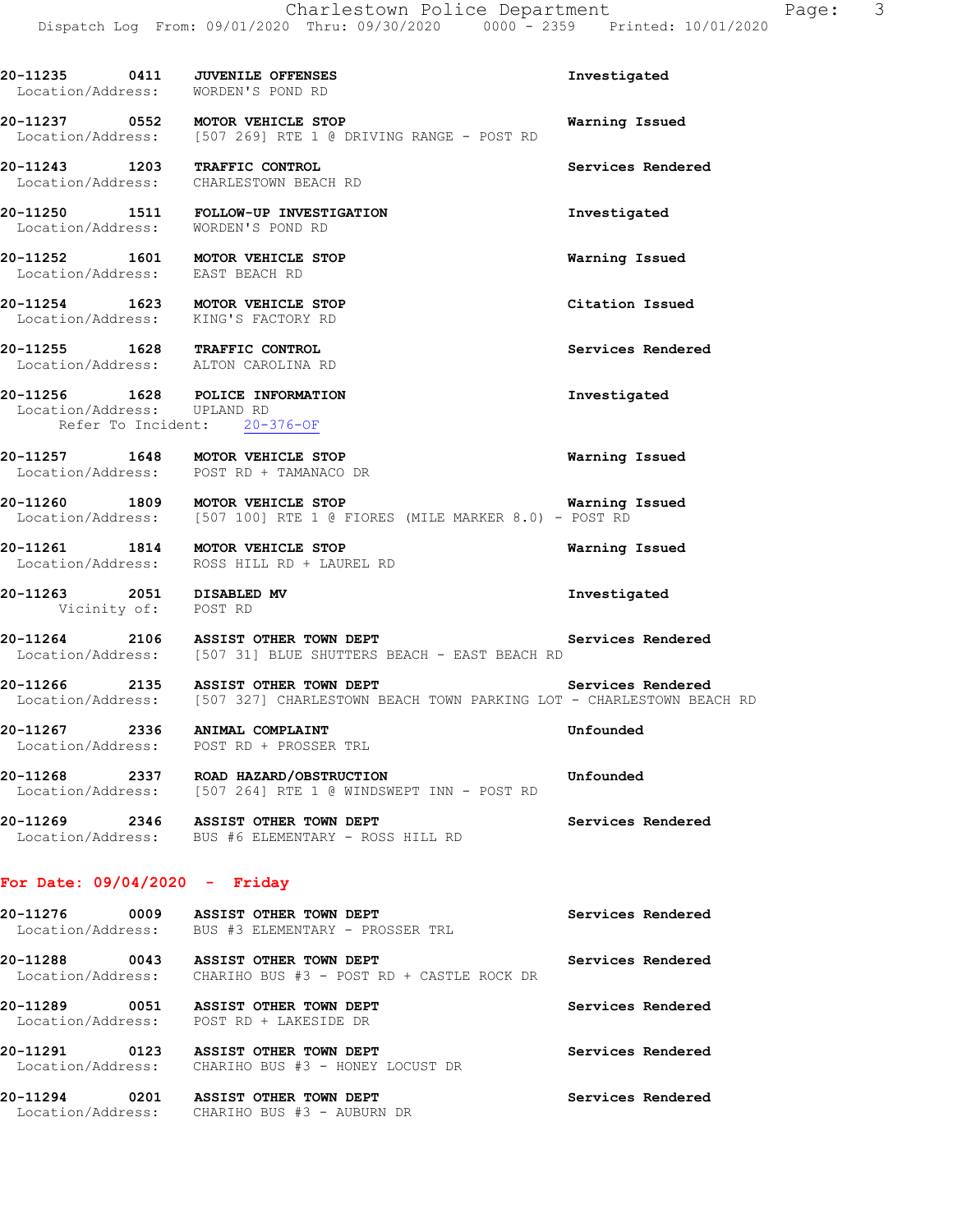20-11235 0411 **JUVENILE OFFENSES** Investigated
Location/Address: WORDEN'S POND RD

20-11237 0552 **MOTOR VEHICLE STOP** Warning Issued
Location/Address: [507 269] RTE 1 @ DRIVING RANGE - POST RD

20-11243 1203 **TRAFFIC CONTROL** Services Rendered
Location/Address: CHARLESTOWN BEACH RD

20-11250 1511 **FOLLOW-UP INVESTIGATION** Investigated
Location/Address: WORDEN'S POND RD

20-11252 1601 **MOTOR VEHICLE STOP** Warning Issued
Location/Address: EAST BEACH RD

20-11254 1623 **MOTOR VEHICLE STOP** Citation Issued
Location/Address: KING'S FACTORY RD

20-11255 1628 **TRAFFIC CONTROL** Services Rendered
Location/Address: ALTON CAROLINA RD

20-11256 1628 **POLICE INFORMATION** Investigated
Location/Address: UPLAND RD
Refer To Incident: 20-376-OF

20-11257 1648 **MOTOR VEHICLE STOP** Warning Issued
Location/Address: POST RD + TAMANACO DR

20-11260 1809 **MOTOR VEHICLE STOP** Warning Issued
Location/Address: [507 100] RTE 1 @ FIORES (MILE MARKER 8.0) - POST RD

20-11261 1814 **MOTOR VEHICLE STOP** Warning Issued
Location/Address: ROSS HILL RD + LAUREL RD

20-11263 2051 **DISABLED MV** Investigated
Vicinity of: POST RD

20-11264 2106 **ASSIST OTHER TOWN DEPT** Services Rendered
Location/Address: [507 31] BLUE SHUTTERS BEACH - EAST BEACH RD

20-11266 2135 **ASSIST OTHER TOWN DEPT** Services Rendered
Location/Address: [507 327] CHARLESTOWN BEACH TOWN PARKING LOT - CHARLESTOWN BEACH RD

20-11267 2336 **ANIMAL COMPLAINT** Unfounded
Location/Address: POST RD + PROSSER TRL

20-11268 2337 **ROAD HAZARD/OBSTRUCTION** Unfounded
Location/Address: [507 264] RTE 1 @ WINDSWEPT INN - POST RD

20-11269 2346 **ASSIST OTHER TOWN DEPT** Services Rendered
Location/Address: BUS #6 ELEMENTARY - ROSS HILL RD

## For Date: 09/04/2020 - Friday

20-11276 0009 **ASSIST OTHER TOWN DEPT** Services Rendered
Location/Address: BUS #3 ELEMENTARY - PROSSER TRL

20-11288 0043 **ASSIST OTHER TOWN DEPT** Services Rendered
Location/Address: CHARIHO BUS #3 - POST RD + CASTLE ROCK DR

20-11289 0051 **ASSIST OTHER TOWN DEPT** Services Rendered
Location/Address: POST RD + LAKESIDE DR

20-11291 0123 **ASSIST OTHER TOWN DEPT** Services Rendered
Location/Address: CHARIHO BUS #3 - HONEY LOCUST DR

20-11294 0201 **ASSIST OTHER TOWN DEPT** Services Rendered
Location/Address: CHARIHO BUS #3 - AUBURN DR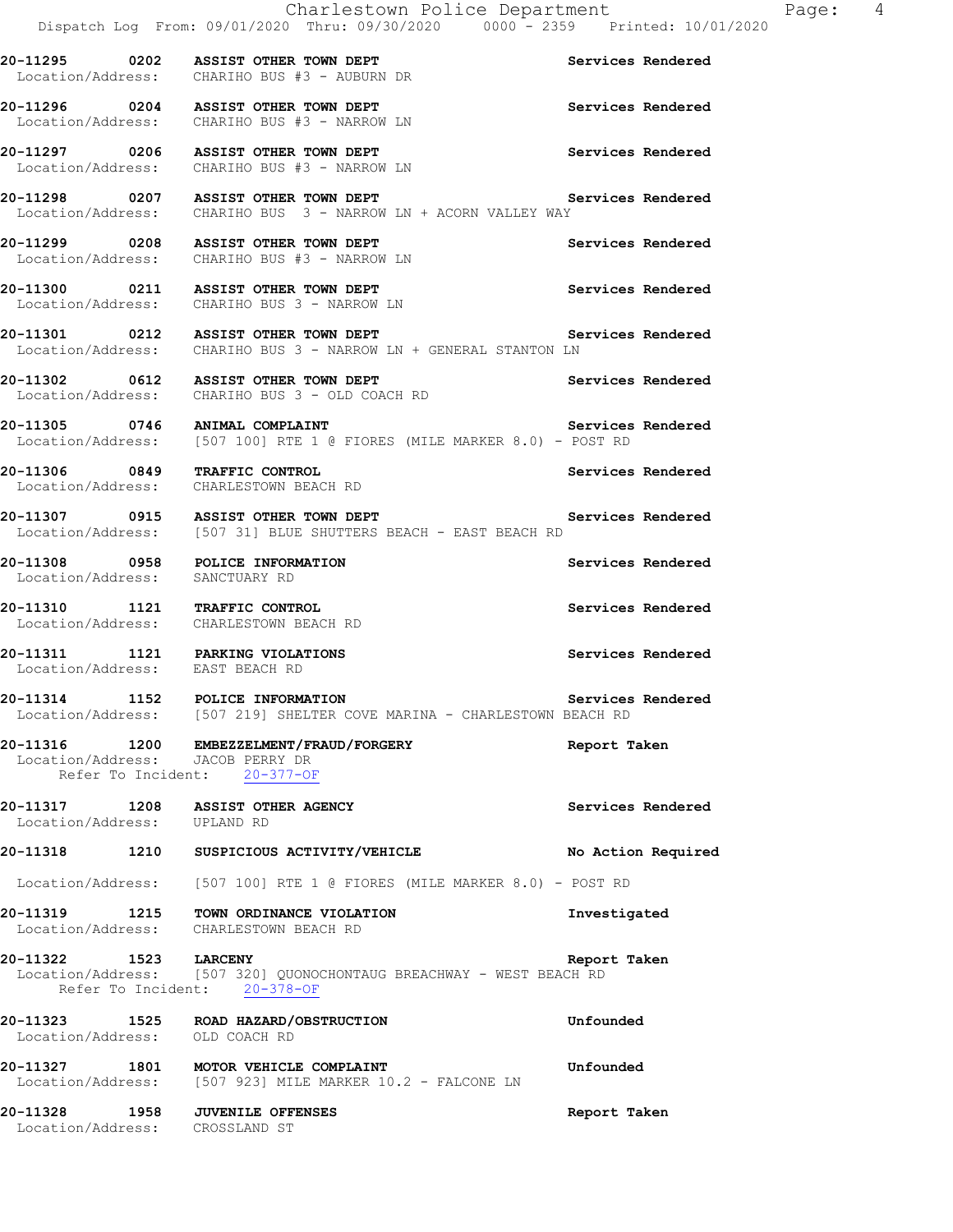**20-11295 0202 ASSIST OTHER TOWN DEPT** — Services Rendered
Location/Address: CHARIHO BUS #3 - AUBURN DR

**20-11296 0204 ASSIST OTHER TOWN DEPT** — Services Rendered
Location/Address: CHARIHO BUS #3 - NARROW LN

**20-11297 0206 ASSIST OTHER TOWN DEPT** — Services Rendered
Location/Address: CHARIHO BUS #3 - NARROW LN

**20-11298 0207 ASSIST OTHER TOWN DEPT** — Services Rendered
Location/Address: CHARIHO BUS 3 - NARROW LN + ACORN VALLEY WAY

**20-11299 0208 ASSIST OTHER TOWN DEPT** — Services Rendered
Location/Address: CHARIHO BUS #3 - NARROW LN

**20-11300 0211 ASSIST OTHER TOWN DEPT** — Services Rendered
Location/Address: CHARIHO BUS 3 - NARROW LN

**20-11301 0212 ASSIST OTHER TOWN DEPT** — Services Rendered
Location/Address: CHARIHO BUS 3 - NARROW LN + GENERAL STANTON LN

**20-11302 0612 ASSIST OTHER TOWN DEPT** — Services Rendered
Location/Address: CHARIHO BUS 3 - OLD COACH RD

**20-11305 0746 ANIMAL COMPLAINT** — Services Rendered
Location/Address: [507 100] RTE 1 @ FIORES (MILE MARKER 8.0) - POST RD

**20-11306 0849 TRAFFIC CONTROL** — Services Rendered
Location/Address: CHARLESTOWN BEACH RD

**20-11307 0915 ASSIST OTHER TOWN DEPT** — Services Rendered
Location/Address: [507 31] BLUE SHUTTERS BEACH - EAST BEACH RD

**20-11308 0958 POLICE INFORMATION** — Services Rendered
Location/Address: SANCTUARY RD

**20-11310 1121 TRAFFIC CONTROL** — Services Rendered
Location/Address: CHARLESTOWN BEACH RD

**20-11311 1121 PARKING VIOLATIONS** — Services Rendered
Location/Address: EAST BEACH RD

**20-11314 1152 POLICE INFORMATION** — Services Rendered
Location/Address: [507 219] SHELTER COVE MARINA - CHARLESTOWN BEACH RD

**20-11316 1200 EMBEZZELMENT/FRAUD/FORGERY** — Report Taken
Location/Address: JACOB PERRY DR
Refer To Incident: 20-377-OF

**20-11317 1208 ASSIST OTHER AGENCY** — Services Rendered
Location/Address: UPLAND RD

**20-11318 1210 SUSPICIOUS ACTIVITY/VEHICLE** — No Action Required
Location/Address: [507 100] RTE 1 @ FIORES (MILE MARKER 8.0) - POST RD

**20-11319 1215 TOWN ORDINANCE VIOLATION** — Investigated
Location/Address: CHARLESTOWN BEACH RD

**20-11322 1523 LARCENY** — Report Taken
Location/Address: [507 320] QUONOCHONTAUG BREACHWAY - WEST BEACH RD
Refer To Incident: 20-378-OF

**20-11323 1525 ROAD HAZARD/OBSTRUCTION** — Unfounded
Location/Address: OLD COACH RD

**20-11327 1801 MOTOR VEHICLE COMPLAINT** — Unfounded
Location/Address: [507 923] MILE MARKER 10.2 - FALCONE LN

**20-11328 1958 JUVENILE OFFENSES** — Report Taken
Location/Address: CROSSLAND ST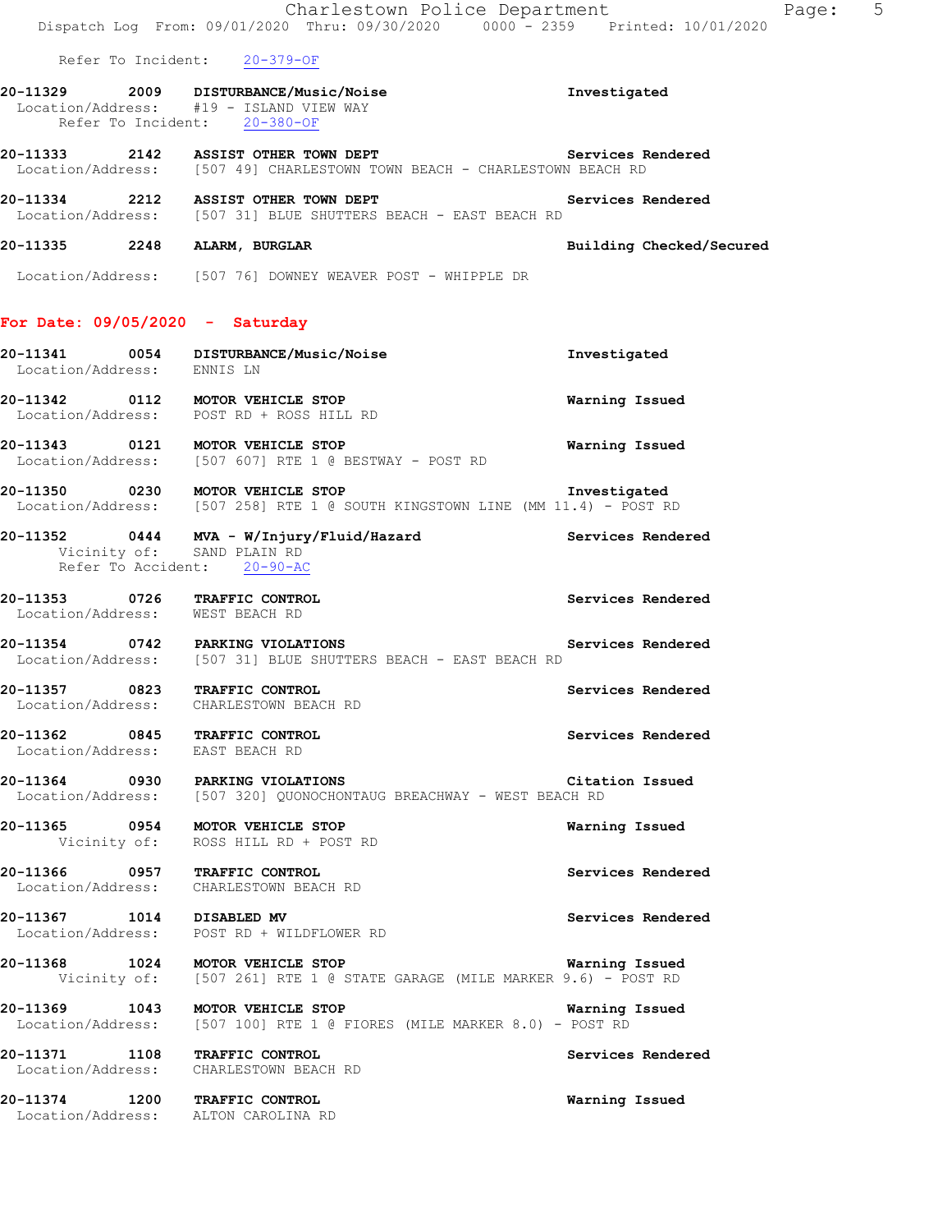Refer To Incident: 20-379-OF

**20-11329 2009 DISTURBANCE/Music/Noise** Investigated
Location/Address: #19 - ISLAND VIEW WAY
Refer To Incident: 20-380-OF

**20-11333 2142 ASSIST OTHER TOWN DEPT** Services Rendered
Location/Address: [507 49] CHARLESTOWN TOWN BEACH - CHARLESTOWN BEACH RD

**20-11334 2212 ASSIST OTHER TOWN DEPT** Services Rendered
Location/Address: [507 31] BLUE SHUTTERS BEACH - EAST BEACH RD

**20-11335 2248 ALARM, BURGLAR** Building Checked/Secured
Location/Address: [507 76] DOWNEY WEAVER POST - WHIPPLE DR

## For Date: 09/05/2020 - Saturday

**20-11341 0054 DISTURBANCE/Music/Noise** Investigated
Location/Address: ENNIS LN

**20-11342 0112 MOTOR VEHICLE STOP** Warning Issued
Location/Address: POST RD + ROSS HILL RD

**20-11343 0121 MOTOR VEHICLE STOP** Warning Issued
Location/Address: [507 607] RTE 1 @ BESTWAY - POST RD

**20-11350 0230 MOTOR VEHICLE STOP** Investigated
Location/Address: [507 258] RTE 1 @ SOUTH KINGSTOWN LINE (MM 11.4) - POST RD

**20-11352 0444 MVA - W/Injury/Fluid/Hazard** Services Rendered
Vicinity of: SAND PLAIN RD
Refer To Accident: 20-90-AC

**20-11353 0726 TRAFFIC CONTROL** Services Rendered
Location/Address: WEST BEACH RD

**20-11354 0742 PARKING VIOLATIONS** Services Rendered
Location/Address: [507 31] BLUE SHUTTERS BEACH - EAST BEACH RD

**20-11357 0823 TRAFFIC CONTROL** Services Rendered
Location/Address: CHARLESTOWN BEACH RD

**20-11362 0845 TRAFFIC CONTROL** Services Rendered
Location/Address: EAST BEACH RD

**20-11364 0930 PARKING VIOLATIONS** Citation Issued
Location/Address: [507 320] QUONOCHONTAUG BREACHWAY - WEST BEACH RD

**20-11365 0954 MOTOR VEHICLE STOP** Warning Issued
Vicinity of: ROSS HILL RD + POST RD

**20-11366 0957 TRAFFIC CONTROL** Services Rendered
Location/Address: CHARLESTOWN BEACH RD

**20-11367 1014 DISABLED MV** Services Rendered
Location/Address: POST RD + WILDFLOWER RD

**20-11368 1024 MOTOR VEHICLE STOP** Warning Issued
Vicinity of: [507 261] RTE 1 @ STATE GARAGE (MILE MARKER 9.6) - POST RD

**20-11369 1043 MOTOR VEHICLE STOP** Warning Issued
Location/Address: [507 100] RTE 1 @ FIORES (MILE MARKER 8.0) - POST RD

**20-11371 1108 TRAFFIC CONTROL** Services Rendered
Location/Address: CHARLESTOWN BEACH RD

**20-11374 1200 TRAFFIC CONTROL** Warning Issued
Location/Address: ALTON CAROLINA RD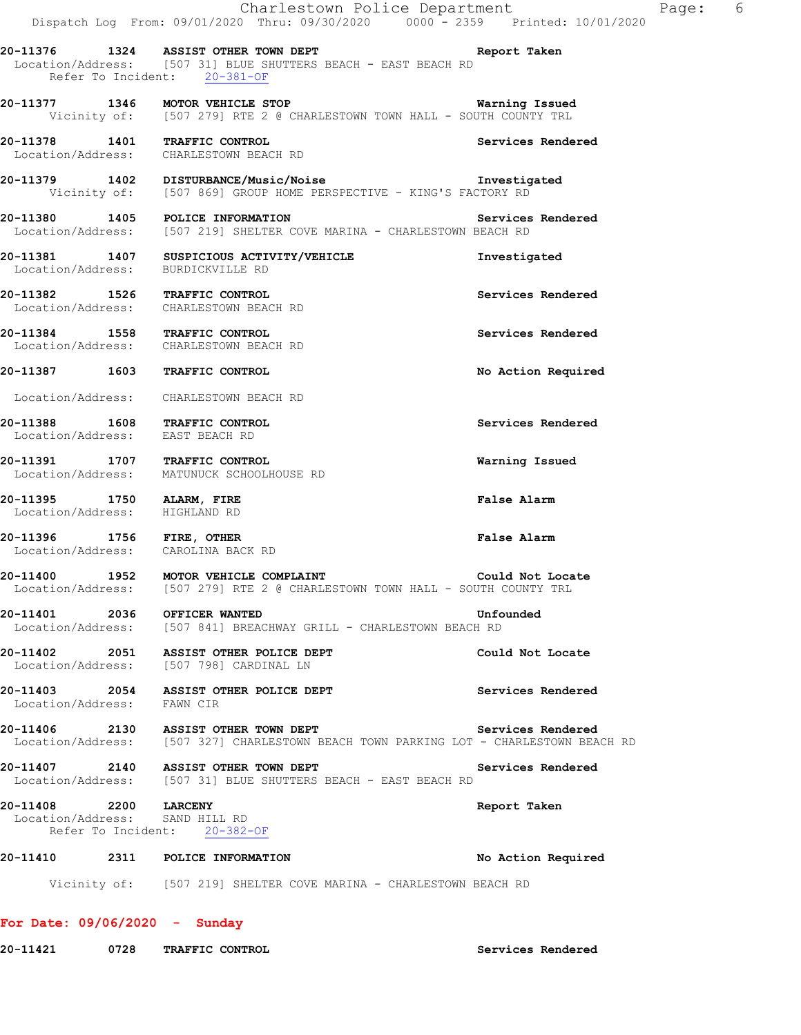20-11376 1324 **ASSIST OTHER TOWN DEPT** **Report Taken**
Location/Address: [507 31] BLUE SHUTTERS BEACH - EAST BEACH RD
Refer To Incident: 20-381-OF

20-11377 1346 **MOTOR VEHICLE STOP** **Warning Issued**
Vicinity of: [507 279] RTE 2 @ CHARLESTOWN TOWN HALL - SOUTH COUNTY TRL

20-11378 1401 **TRAFFIC CONTROL** **Services Rendered**
Location/Address: CHARLESTOWN BEACH RD

20-11379 1402 **DISTURBANCE/Music/Noise** **Investigated**
Vicinity of: [507 869] GROUP HOME PERSPECTIVE - KING'S FACTORY RD

20-11380 1405 **POLICE INFORMATION** **Services Rendered**
Location/Address: [507 219] SHELTER COVE MARINA - CHARLESTOWN BEACH RD

20-11381 1407 **SUSPICIOUS ACTIVITY/VEHICLE** **Investigated**
Location/Address: BURDICKVILLE RD

20-11382 1526 **TRAFFIC CONTROL** **Services Rendered**
Location/Address: CHARLESTOWN BEACH RD

20-11384 1558 **TRAFFIC CONTROL** **Services Rendered**
Location/Address: CHARLESTOWN BEACH RD

20-11387 1603 **TRAFFIC CONTROL** **No Action Required**
Location/Address: CHARLESTOWN BEACH RD

20-11388 1608 **TRAFFIC CONTROL** **Services Rendered**
Location/Address: EAST BEACH RD

20-11391 1707 **TRAFFIC CONTROL** **Warning Issued**
Location/Address: MATUNUCK SCHOOLHOUSE RD

20-11395 1750 **ALARM, FIRE** **False Alarm**
Location/Address: HIGHLAND RD

20-11396 1756 **FIRE, OTHER** **False Alarm**
Location/Address: CAROLINA BACK RD

20-11400 1952 **MOTOR VEHICLE COMPLAINT** **Could Not Locate**
Location/Address: [507 279] RTE 2 @ CHARLESTOWN TOWN HALL - SOUTH COUNTY TRL

20-11401 2036 **OFFICER WANTED** **Unfounded**
Location/Address: [507 841] BREACHWAY GRILL - CHARLESTOWN BEACH RD

20-11402 2051 **ASSIST OTHER POLICE DEPT** **Could Not Locate**
Location/Address: [507 798] CARDINAL LN

20-11403 2054 **ASSIST OTHER POLICE DEPT** **Services Rendered**
Location/Address: FAWN CIR

20-11406 2130 **ASSIST OTHER TOWN DEPT** **Services Rendered**
Location/Address: [507 327] CHARLESTOWN BEACH TOWN PARKING LOT - CHARLESTOWN BEACH RD

20-11407 2140 **ASSIST OTHER TOWN DEPT** **Services Rendered**
Location/Address: [507 31] BLUE SHUTTERS BEACH - EAST BEACH RD

20-11408 2200 **LARCENY** **Report Taken**
Location/Address: SAND HILL RD
Refer To Incident: 20-382-OF

20-11410 2311 **POLICE INFORMATION** **No Action Required**
Vicinity of: [507 219] SHELTER COVE MARINA - CHARLESTOWN BEACH RD

**For Date: 09/06/2020 - Sunday**

20-11421 0728 **TRAFFIC CONTROL** **Services Rendered**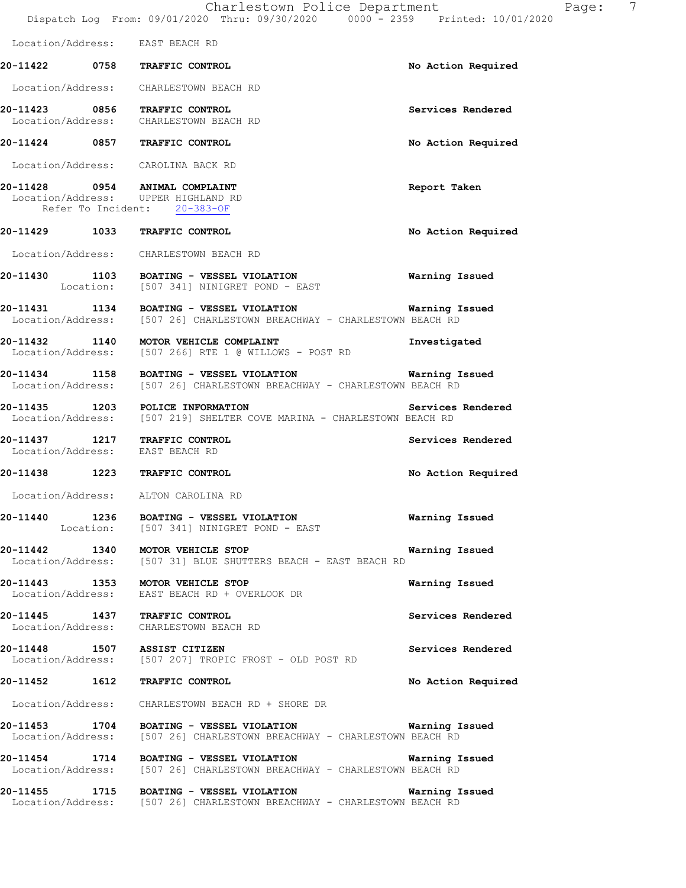Location/Address: EAST BEACH RD

**20-11422 0758 TRAFFIC CONTROL** **No Action Required**

Location/Address: CHARLESTOWN BEACH RD

**20-11423 0856 TRAFFIC CONTROL** **Services Rendered**
Location/Address: CHARLESTOWN BEACH RD

**20-11424 0857 TRAFFIC CONTROL** **No Action Required**

Location/Address: CAROLINA BACK RD

**20-11428 0954 ANIMAL COMPLAINT** **Report Taken**
Location/Address: UPPER HIGHLAND RD
Refer To Incident: 20-383-OF

**20-11429 1033 TRAFFIC CONTROL** **No Action Required**

Location/Address: CHARLESTOWN BEACH RD

**20-11430 1103 BOATING - VESSEL VIOLATION** **Warning Issued**
Location: [507 341] NINIGRET POND - EAST

**20-11431 1134 BOATING - VESSEL VIOLATION** **Warning Issued**
Location/Address: [507 26] CHARLESTOWN BREACHWAY - CHARLESTOWN BEACH RD

**20-11432 1140 MOTOR VEHICLE COMPLAINT** **Investigated**
Location/Address: [507 266] RTE 1 @ WILLOWS - POST RD

**20-11434 1158 BOATING - VESSEL VIOLATION** **Warning Issued**
Location/Address: [507 26] CHARLESTOWN BREACHWAY - CHARLESTOWN BEACH RD

**20-11435 1203 POLICE INFORMATION** **Services Rendered**
Location/Address: [507 219] SHELTER COVE MARINA - CHARLESTOWN BEACH RD

**20-11437 1217 TRAFFIC CONTROL** **Services Rendered**
Location/Address: EAST BEACH RD

**20-11438 1223 TRAFFIC CONTROL** **No Action Required**

Location/Address: ALTON CAROLINA RD

**20-11440 1236 BOATING - VESSEL VIOLATION** **Warning Issued**
Location: [507 341] NINIGRET POND - EAST

**20-11442 1340 MOTOR VEHICLE STOP** **Warning Issued**
Location/Address: [507 31] BLUE SHUTTERS BEACH - EAST BEACH RD

**20-11443 1353 MOTOR VEHICLE STOP** **Warning Issued**
Location/Address: EAST BEACH RD + OVERLOOK DR

**20-11445 1437 TRAFFIC CONTROL** **Services Rendered**
Location/Address: CHARLESTOWN BEACH RD

**20-11448 1507 ASSIST CITIZEN** **Services Rendered**
Location/Address: [507 207] TROPIC FROST - OLD POST RD

**20-11452 1612 TRAFFIC CONTROL** **No Action Required**

Location/Address: CHARLESTOWN BEACH RD + SHORE DR

**20-11453 1704 BOATING - VESSEL VIOLATION** **Warning Issued**
Location/Address: [507 26] CHARLESTOWN BREACHWAY - CHARLESTOWN BEACH RD

**20-11454 1714 BOATING - VESSEL VIOLATION** **Warning Issued**
Location/Address: [507 26] CHARLESTOWN BREACHWAY - CHARLESTOWN BEACH RD

**20-11455 1715 BOATING - VESSEL VIOLATION** **Warning Issued**
Location/Address: [507 26] CHARLESTOWN BREACHWAY - CHARLESTOWN BEACH RD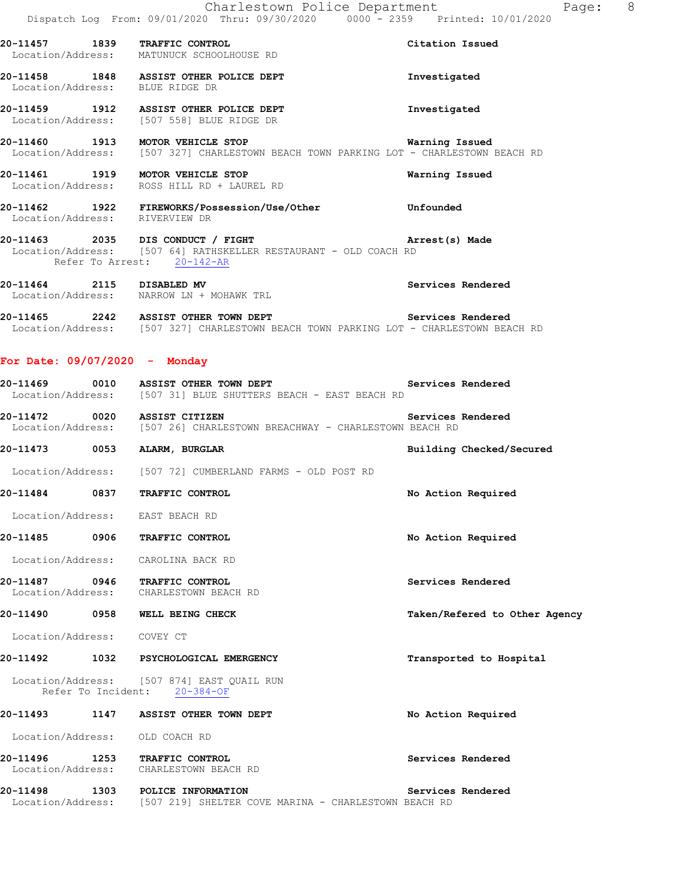**20-11457** 1839 **TRAFFIC CONTROL** **Citation Issued**
Location/Address: MATUNUCK SCHOOLHOUSE RD

**20-11458** 1848 **ASSIST OTHER POLICE DEPT** **Investigated**
Location/Address: BLUE RIDGE DR

**20-11459** 1912 **ASSIST OTHER POLICE DEPT** **Investigated**
Location/Address: [507 558] BLUE RIDGE DR

**20-11460** 1913 **MOTOR VEHICLE STOP** **Warning Issued**
Location/Address: [507 327] CHARLESTOWN BEACH TOWN PARKING LOT - CHARLESTOWN BEACH RD

**20-11461** 1919 **MOTOR VEHICLE STOP** **Warning Issued**
Location/Address: ROSS HILL RD + LAUREL RD

**20-11462** 1922 **FIREWORKS/Possession/Use/Other** **Unfounded**
Location/Address: RIVERVIEW DR

**20-11463** 2035 **DIS CONDUCT / FIGHT** **Arrest(s) Made**
Location/Address: [507 64] RATHSKELLER RESTAURANT - OLD COACH RD
Refer To Arrest: 20-142-AR

**20-11464** 2115 **DISABLED MV** **Services Rendered**
Location/Address: NARROW LN + MOHAWK TRL

**20-11465** 2242 **ASSIST OTHER TOWN DEPT** **Services Rendered**
Location/Address: [507 327] CHARLESTOWN BEACH TOWN PARKING LOT - CHARLESTOWN BEACH RD

## For Date: 09/07/2020 - Monday

**20-11469** 0010 **ASSIST OTHER TOWN DEPT** **Services Rendered**
Location/Address: [507 31] BLUE SHUTTERS BEACH - EAST BEACH RD

**20-11472** 0020 **ASSIST CITIZEN** **Services Rendered**
Location/Address: [507 26] CHARLESTOWN BREACHWAY - CHARLESTOWN BEACH RD

**20-11473** 0053 **ALARM, BURGLAR** **Building Checked/Secured**
Location/Address: [507 72] CUMBERLAND FARMS - OLD POST RD

**20-11484** 0837 **TRAFFIC CONTROL** **No Action Required**
Location/Address: EAST BEACH RD

**20-11485** 0906 **TRAFFIC CONTROL** **No Action Required**
Location/Address: CAROLINA BACK RD

**20-11487** 0946 **TRAFFIC CONTROL** **Services Rendered**
Location/Address: CHARLESTOWN BEACH RD

**20-11490** 0958 **WELL BEING CHECK** **Taken/Refered to Other Agency**
Location/Address: COVEY CT

**20-11492** 1032 **PSYCHOLOGICAL EMERGENCY** **Transported to Hospital**
Location/Address: [507 874] EAST QUAIL RUN
Refer To Incident: 20-384-OF

**20-11493** 1147 **ASSIST OTHER TOWN DEPT** **No Action Required**
Location/Address: OLD COACH RD

**20-11496** 1253 **TRAFFIC CONTROL** **Services Rendered**
Location/Address: CHARLESTOWN BEACH RD

**20-11498** 1303 **POLICE INFORMATION** **Services Rendered**
Location/Address: [507 219] SHELTER COVE MARINA - CHARLESTOWN BEACH RD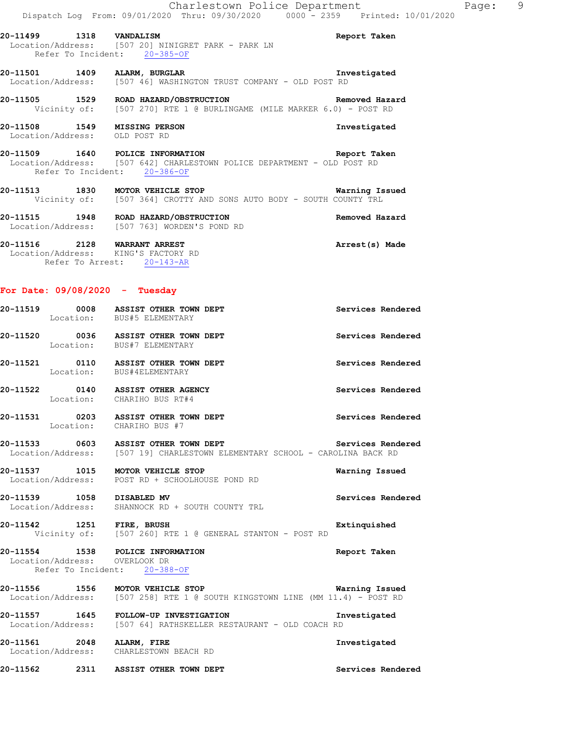20-11499 1318 **VANDALISM** **Report Taken**
Location/Address: [507 20] NINIGRET PARK - PARK LN
Refer To Incident: 20-385-OF

20-11501 1409 **ALARM, BURGLAR** **Investigated**
Location/Address: [507 46] WASHINGTON TRUST COMPANY - OLD POST RD

20-11505 1529 **ROAD HAZARD/OBSTRUCTION** **Removed Hazard**
Vicinity of: [507 270] RTE 1 @ BURLINGAME (MILE MARKER 6.0) - POST RD

20-11508 1549 **MISSING PERSON** **Investigated**
Location/Address: OLD POST RD

20-11509 1640 **POLICE INFORMATION** **Report Taken**
Location/Address: [507 642] CHARLESTOWN POLICE DEPARTMENT - OLD POST RD
Refer To Incident: 20-386-OF

20-11513 1830 **MOTOR VEHICLE STOP** **Warning Issued**
Vicinity of: [507 364] CROTTY AND SONS AUTO BODY - SOUTH COUNTY TRL

20-11515 1948 **ROAD HAZARD/OBSTRUCTION** **Removed Hazard**
Location/Address: [507 763] WORDEN'S POND RD

20-11516 2128 **WARRANT ARREST** **Arrest(s) Made**
Location/Address: KING'S FACTORY RD
Refer To Arrest: 20-143-AR

## For Date: 09/08/2020 - Tuesday

20-11519 0008 **ASSIST OTHER TOWN DEPT** **Services Rendered**
Location: BUS#5 ELEMENTARY

20-11520 0036 **ASSIST OTHER TOWN DEPT** **Services Rendered**
Location: BUS#7 ELEMENTARY

20-11521 0110 **ASSIST OTHER TOWN DEPT** **Services Rendered**
Location: BUS#4ELEMENTARY

20-11522 0140 **ASSIST OTHER AGENCY** **Services Rendered**
Location: CHARIHO BUS RT#4

20-11531 0203 **ASSIST OTHER TOWN DEPT** **Services Rendered**
Location: CHARIHO BUS #7

20-11533 0603 **ASSIST OTHER TOWN DEPT** **Services Rendered**
Location/Address: [507 19] CHARLESTOWN ELEMENTARY SCHOOL - CAROLINA BACK RD

20-11537 1015 **MOTOR VEHICLE STOP** **Warning Issued**
Location/Address: POST RD + SCHOOLHOUSE POND RD

20-11539 1058 **DISABLED MV** **Services Rendered**
Location/Address: SHANNOCK RD + SOUTH COUNTY TRL

20-11542 1251 **FIRE, BRUSH** **Extinquished**
Vicinity of: [507 260] RTE 1 @ GENERAL STANTON - POST RD

20-11554 1538 **POLICE INFORMATION** **Report Taken**
Location/Address: OVERLOOK DR
Refer To Incident: 20-388-OF

20-11556 1556 **MOTOR VEHICLE STOP** **Warning Issued**
Location/Address: [507 258] RTE 1 @ SOUTH KINGSTOWN LINE (MM 11.4) - POST RD

20-11557 1645 **FOLLOW-UP INVESTIGATION** **Investigated**
Location/Address: [507 64] RATHSKELLER RESTAURANT - OLD COACH RD

20-11561 2048 **ALARM, FIRE** **Investigated**
Location/Address: CHARLESTOWN BEACH RD

20-11562 2311 **ASSIST OTHER TOWN DEPT** **Services Rendered**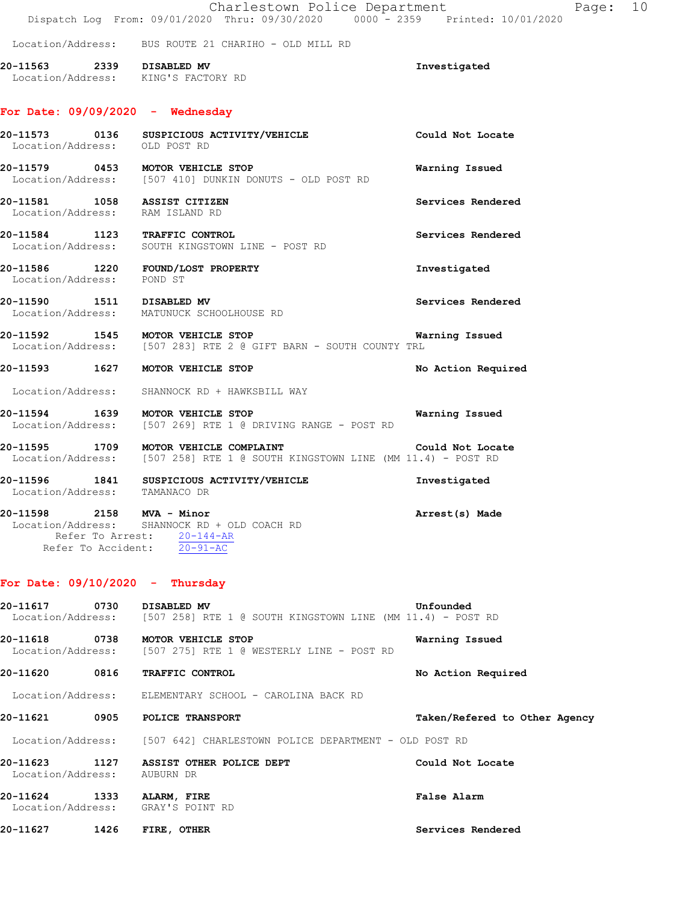Location/Address: BUS ROUTE 21 CHARIHO - OLD MILL RD

**20-11563 2339 DISABLED MV** — **Investigated**
Location/Address: KING'S FACTORY RD

## For Date: 09/09/2020 - Wednesday

**20-11573 0136 SUSPICIOUS ACTIVITY/VEHICLE** — **Could Not Locate**
Location/Address: OLD POST RD

**20-11579 0453 MOTOR VEHICLE STOP** — **Warning Issued**
Location/Address: [507 410] DUNKIN DONUTS - OLD POST RD

**20-11581 1058 ASSIST CITIZEN** — **Services Rendered**
Location/Address: RAM ISLAND RD

**20-11584 1123 TRAFFIC CONTROL** — **Services Rendered**
Location/Address: SOUTH KINGSTOWN LINE - POST RD

**20-11586 1220 FOUND/LOST PROPERTY** — **Investigated**
Location/Address: POND ST

**20-11590 1511 DISABLED MV** — **Services Rendered**
Location/Address: MATUNUCK SCHOOLHOUSE RD

**20-11592 1545 MOTOR VEHICLE STOP** — **Warning Issued**
Location/Address: [507 283] RTE 2 @ GIFT BARN - SOUTH COUNTY TRL

**20-11593 1627 MOTOR VEHICLE STOP** — **No Action Required**
Location/Address: SHANNOCK RD + HAWKSBILL WAY

**20-11594 1639 MOTOR VEHICLE STOP** — **Warning Issued**
Location/Address: [507 269] RTE 1 @ DRIVING RANGE - POST RD

**20-11595 1709 MOTOR VEHICLE COMPLAINT** — **Could Not Locate**
Location/Address: [507 258] RTE 1 @ SOUTH KINGSTOWN LINE (MM 11.4) - POST RD

**20-11596 1841 SUSPICIOUS ACTIVITY/VEHICLE** — **Investigated**
Location/Address: TAMANACO DR

**20-11598 2158 MVA - Minor** — **Arrest(s) Made**
Location/Address: SHANNOCK RD + OLD COACH RD
Refer To Arrest: 20-144-AR
Refer To Accident: 20-91-AC

## For Date: 09/10/2020 - Thursday

**20-11617 0730 DISABLED MV** — **Unfounded**
Location/Address: [507 258] RTE 1 @ SOUTH KINGSTOWN LINE (MM 11.4) - POST RD

**20-11618 0738 MOTOR VEHICLE STOP** — **Warning Issued**
Location/Address: [507 275] RTE 1 @ WESTERLY LINE - POST RD

**20-11620 0816 TRAFFIC CONTROL** — **No Action Required**
Location/Address: ELEMENTARY SCHOOL - CAROLINA BACK RD

**20-11621 0905 POLICE TRANSPORT** — **Taken/Refered to Other Agency**
Location/Address: [507 642] CHARLESTOWN POLICE DEPARTMENT - OLD POST RD

**20-11623 1127 ASSIST OTHER POLICE DEPT** — **Could Not Locate**
Location/Address: AUBURN DR

**20-11624 1333 ALARM, FIRE** — **False Alarm**
Location/Address: GRAY'S POINT RD

**20-11627 1426 FIRE, OTHER** — **Services Rendered**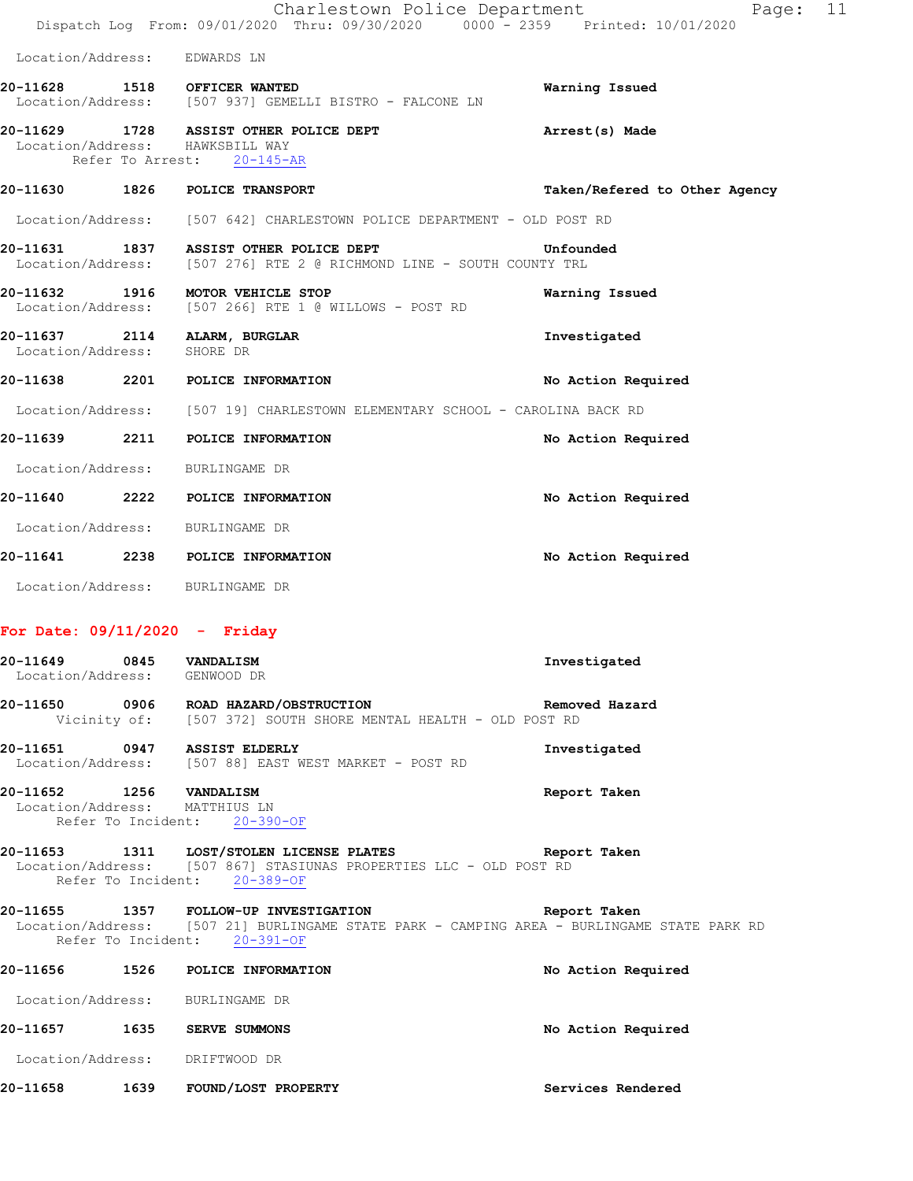Location/Address: EDWARDS LN

**20-11628 1518 OFFICER WANTED** — Warning Issued
Location/Address: [507 937] GEMELLI BISTRO - FALCONE LN

**20-11629 1728 ASSIST OTHER POLICE DEPT** — Arrest(s) Made
Location/Address: HAWKSBILL WAY
Refer To Arrest: 20-145-AR

**20-11630 1826 POLICE TRANSPORT** — Taken/Refered to Other Agency
Location/Address: [507 642] CHARLESTOWN POLICE DEPARTMENT - OLD POST RD

**20-11631 1837 ASSIST OTHER POLICE DEPT** — Unfounded
Location/Address: [507 276] RTE 2 @ RICHMOND LINE - SOUTH COUNTY TRL

**20-11632 1916 MOTOR VEHICLE STOP** — Warning Issued
Location/Address: [507 266] RTE 1 @ WILLOWS - POST RD

**20-11637 2114 ALARM, BURGLAR** — Investigated
Location/Address: SHORE DR

**20-11638 2201 POLICE INFORMATION** — No Action Required
Location/Address: [507 19] CHARLESTOWN ELEMENTARY SCHOOL - CAROLINA BACK RD

**20-11639 2211 POLICE INFORMATION** — No Action Required
Location/Address: BURLINGAME DR

**20-11640 2222 POLICE INFORMATION** — No Action Required
Location/Address: BURLINGAME DR

**20-11641 2238 POLICE INFORMATION** — No Action Required
Location/Address: BURLINGAME DR

## For Date: 09/11/2020 - Friday

**20-11649 0845 VANDALISM** — Investigated
Location/Address: GENWOOD DR

**20-11650 0906 ROAD HAZARD/OBSTRUCTION** — Removed Hazard
Vicinity of: [507 372] SOUTH SHORE MENTAL HEALTH - OLD POST RD

**20-11651 0947 ASSIST ELDERLY** — Investigated
Location/Address: [507 88] EAST WEST MARKET - POST RD

**20-11652 1256 VANDALISM** — Report Taken
Location/Address: MATTHIUS LN
Refer To Incident: 20-390-OF

**20-11653 1311 LOST/STOLEN LICENSE PLATES** — Report Taken
Location/Address: [507 867] STASIUNAS PROPERTIES LLC - OLD POST RD
Refer To Incident: 20-389-OF

**20-11655 1357 FOLLOW-UP INVESTIGATION** — Report Taken
Location/Address: [507 21] BURLINGAME STATE PARK - CAMPING AREA - BURLINGAME STATE PARK RD
Refer To Incident: 20-391-OF

**20-11656 1526 POLICE INFORMATION** — No Action Required
Location/Address: BURLINGAME DR

**20-11657 1635 SERVE SUMMONS** — No Action Required
Location/Address: DRIFTWOOD DR

**20-11658 1639 FOUND/LOST PROPERTY** — Services Rendered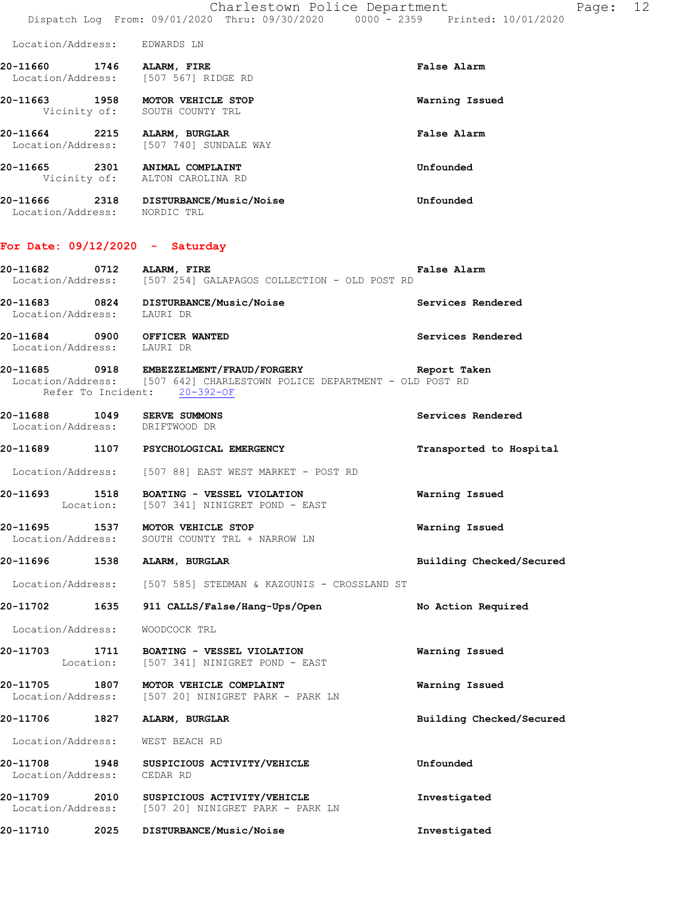Location/Address: EDWARDS LN

**20-11660 1746 ALARM, FIRE** — **False Alarm**
Location/Address: [507 567] RIDGE RD

**20-11663 1958 MOTOR VEHICLE STOP** — **Warning Issued**
Vicinity of: SOUTH COUNTY TRL

**20-11664 2215 ALARM, BURGLAR** — **False Alarm**
Location/Address: [507 740] SUNDALE WAY

**20-11665 2301 ANIMAL COMPLAINT** — **Unfounded**
Vicinity of: ALTON CAROLINA RD

**20-11666 2318 DISTURBANCE/Music/Noise** — **Unfounded**
Location/Address: NORDIC TRL

## For Date: 09/12/2020 - Saturday

**20-11682 0712 ALARM, FIRE** — **False Alarm**
Location/Address: [507 254] GALAPAGOS COLLECTION - OLD POST RD

**20-11683 0824 DISTURBANCE/Music/Noise** — **Services Rendered**
Location/Address: LAURI DR

**20-11684 0900 OFFICER WANTED** — **Services Rendered**
Location/Address: LAURI DR

**20-11685 0918 EMBEZZELMENT/FRAUD/FORGERY** — **Report Taken**
Location/Address: [507 642] CHARLESTOWN POLICE DEPARTMENT - OLD POST RD
Refer To Incident: 20-392-OF

**20-11688 1049 SERVE SUMMONS** — **Services Rendered**
Location/Address: DRIFTWOOD DR

**20-11689 1107 PSYCHOLOGICAL EMERGENCY** — **Transported to Hospital**
Location/Address: [507 88] EAST WEST MARKET - POST RD

**20-11693 1518 BOATING - VESSEL VIOLATION** — **Warning Issued**
Location: [507 341] NINIGRET POND - EAST

**20-11695 1537 MOTOR VEHICLE STOP** — **Warning Issued**
Location/Address: SOUTH COUNTY TRL + NARROW LN

**20-11696 1538 ALARM, BURGLAR** — **Building Checked/Secured**
Location/Address: [507 585] STEDMAN & KAZOUNIS - CROSSLAND ST

**20-11702 1635 911 CALLS/False/Hang-Ups/Open** — **No Action Required**
Location/Address: WOODCOCK TRL

**20-11703 1711 BOATING - VESSEL VIOLATION** — **Warning Issued**
Location: [507 341] NINIGRET POND - EAST

**20-11705 1807 MOTOR VEHICLE COMPLAINT** — **Warning Issued**
Location/Address: [507 20] NINIGRET PARK - PARK LN

**20-11706 1827 ALARM, BURGLAR** — **Building Checked/Secured**
Location/Address: WEST BEACH RD

**20-11708 1948 SUSPICIOUS ACTIVITY/VEHICLE** — **Unfounded**
Location/Address: CEDAR RD

**20-11709 2010 SUSPICIOUS ACTIVITY/VEHICLE** — **Investigated**
Location/Address: [507 20] NINIGRET PARK - PARK LN

**20-11710 2025 DISTURBANCE/Music/Noise** — **Investigated**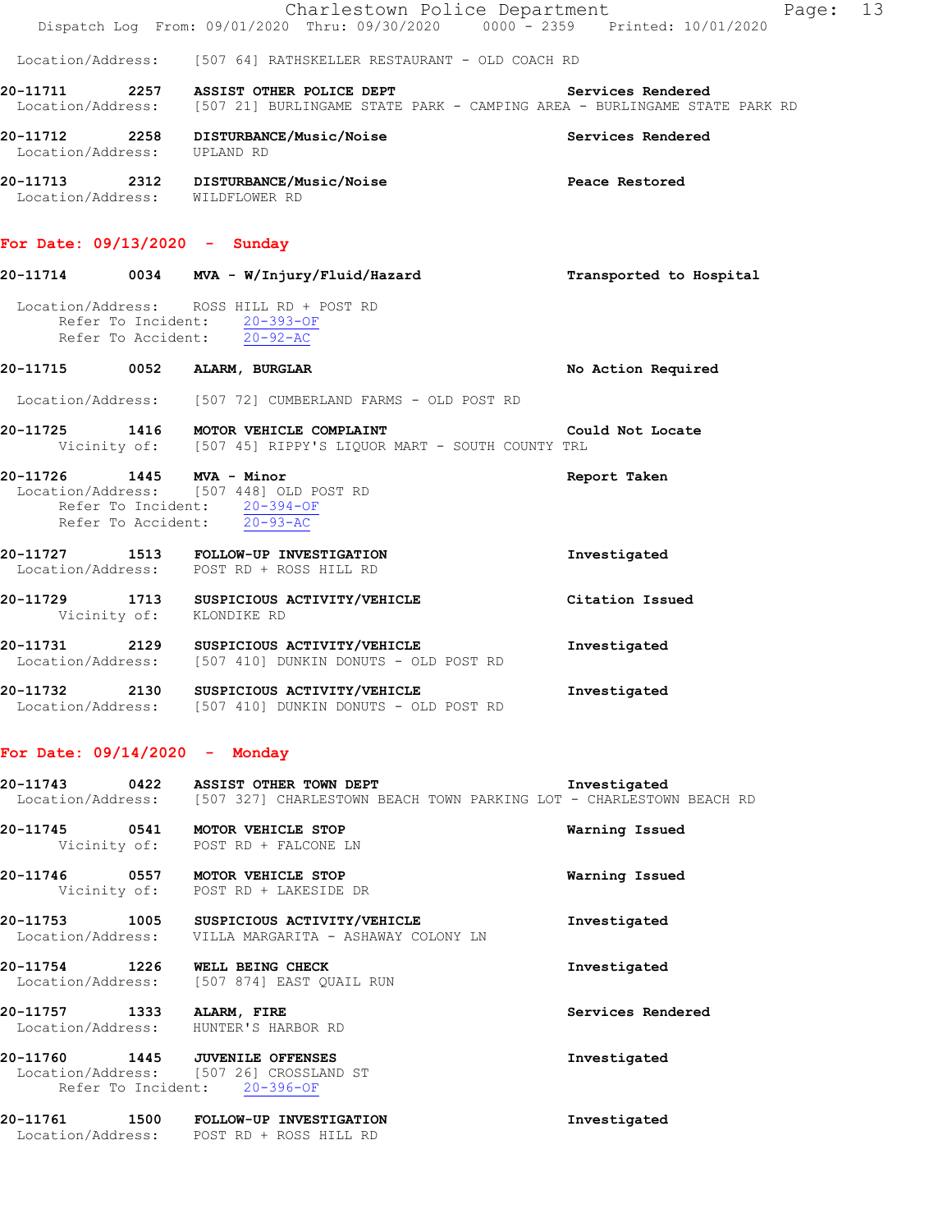Location/Address: [507 64] RATHSKELLER RESTAURANT - OLD COACH RD

**20-11711 2257 ASSIST OTHER POLICE DEPT** — Services Rendered
Location/Address: [507 21] BURLINGAME STATE PARK - CAMPING AREA - BURLINGAME STATE PARK RD

**20-11712 2258 DISTURBANCE/Music/Noise** — Services Rendered
Location/Address: UPLAND RD

**20-11713 2312 DISTURBANCE/Music/Noise** — Peace Restored
Location/Address: WILDFLOWER RD

## For Date: 09/13/2020 - Sunday

**20-11714 0034 MVA - W/Injury/Fluid/Hazard** — Transported to Hospital
Location/Address: ROSS HILL RD + POST RD
Refer To Incident: 20-393-OF
Refer To Accident: 20-92-AC

**20-11715 0052 ALARM, BURGLAR** — No Action Required
Location/Address: [507 72] CUMBERLAND FARMS - OLD POST RD

**20-11725 1416 MOTOR VEHICLE COMPLAINT** — Could Not Locate
Vicinity of: [507 45] RIPPY'S LIQUOR MART - SOUTH COUNTY TRL

**20-11726 1445 MVA - Minor** — Report Taken
Location/Address: [507 448] OLD POST RD
Refer To Incident: 20-394-OF
Refer To Accident: 20-93-AC

**20-11727 1513 FOLLOW-UP INVESTIGATION** — Investigated
Location/Address: POST RD + ROSS HILL RD

**20-11729 1713 SUSPICIOUS ACTIVITY/VEHICLE** — Citation Issued
Vicinity of: KLONDIKE RD

**20-11731 2129 SUSPICIOUS ACTIVITY/VEHICLE** — Investigated
Location/Address: [507 410] DUNKIN DONUTS - OLD POST RD

**20-11732 2130 SUSPICIOUS ACTIVITY/VEHICLE** — Investigated
Location/Address: [507 410] DUNKIN DONUTS - OLD POST RD

## For Date: 09/14/2020 - Monday

**20-11743 0422 ASSIST OTHER TOWN DEPT** — Investigated
Location/Address: [507 327] CHARLESTOWN BEACH TOWN PARKING LOT - CHARLESTOWN BEACH RD

**20-11745 0541 MOTOR VEHICLE STOP** — Warning Issued
Vicinity of: POST RD + FALCONE LN

**20-11746 0557 MOTOR VEHICLE STOP** — Warning Issued
Vicinity of: POST RD + LAKESIDE DR

**20-11753 1005 SUSPICIOUS ACTIVITY/VEHICLE** — Investigated
Location/Address: VILLA MARGARITA - ASHAWAY COLONY LN

**20-11754 1226 WELL BEING CHECK** — Investigated
Location/Address: [507 874] EAST QUAIL RUN

**20-11757 1333 ALARM, FIRE** — Services Rendered
Location/Address: HUNTER'S HARBOR RD

**20-11760 1445 JUVENILE OFFENSES** — Investigated
Location/Address: [507 26] CROSSLAND ST
Refer To Incident: 20-396-OF

**20-11761 1500 FOLLOW-UP INVESTIGATION** — Investigated
Location/Address: POST RD + ROSS HILL RD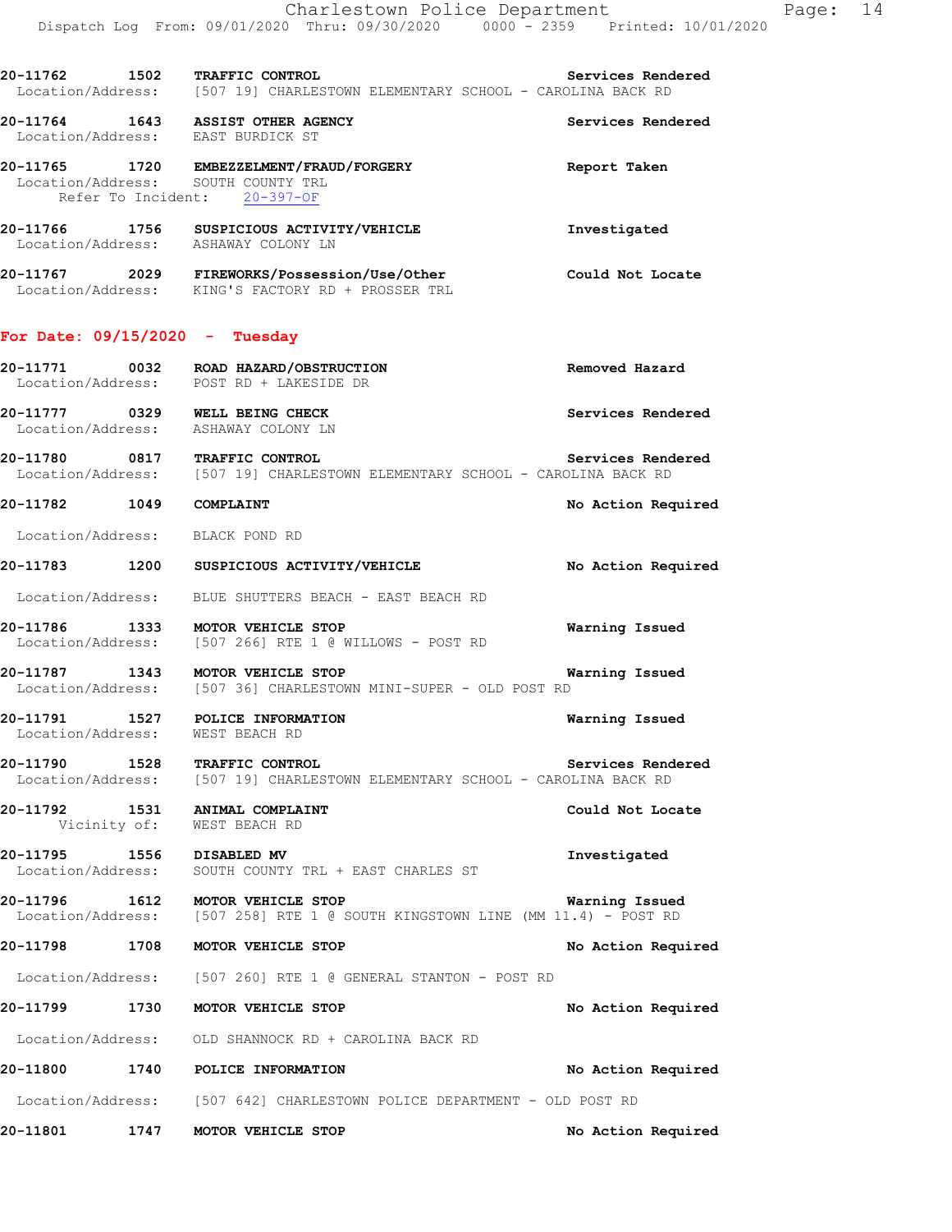20-11762 1502 **TRAFFIC CONTROL** Services Rendered
Location/Address: [507 19] CHARLESTOWN ELEMENTARY SCHOOL - CAROLINA BACK RD

20-11764 1643 **ASSIST OTHER AGENCY** Services Rendered
Location/Address: EAST BURDICK ST

20-11765 1720 **EMBEZZELMENT/FRAUD/FORGERY** Report Taken
Location/Address: SOUTH COUNTY TRL
Refer To Incident: 20-397-OF

20-11766 1756 **SUSPICIOUS ACTIVITY/VEHICLE** Investigated
Location/Address: ASHAWAY COLONY LN

20-11767 2029 **FIREWORKS/Possession/Use/Other** Could Not Locate
Location/Address: KING'S FACTORY RD + PROSSER TRL

## For Date: 09/15/2020 - Tuesday

20-11771 0032 **ROAD HAZARD/OBSTRUCTION** Removed Hazard
Location/Address: POST RD + LAKESIDE DR

20-11777 0329 **WELL BEING CHECK** Services Rendered
Location/Address: ASHAWAY COLONY LN

20-11780 0817 **TRAFFIC CONTROL** Services Rendered
Location/Address: [507 19] CHARLESTOWN ELEMENTARY SCHOOL - CAROLINA BACK RD

20-11782 1049 **COMPLAINT** No Action Required
Location/Address: BLACK POND RD

20-11783 1200 **SUSPICIOUS ACTIVITY/VEHICLE** No Action Required
Location/Address: BLUE SHUTTERS BEACH - EAST BEACH RD

20-11786 1333 **MOTOR VEHICLE STOP** Warning Issued
Location/Address: [507 266] RTE 1 @ WILLOWS - POST RD

20-11787 1343 **MOTOR VEHICLE STOP** Warning Issued
Location/Address: [507 36] CHARLESTOWN MINI-SUPER - OLD POST RD

20-11791 1527 **POLICE INFORMATION** Warning Issued
Location/Address: WEST BEACH RD

20-11790 1528 **TRAFFIC CONTROL** Services Rendered
Location/Address: [507 19] CHARLESTOWN ELEMENTARY SCHOOL - CAROLINA BACK RD

20-11792 1531 **ANIMAL COMPLAINT** Could Not Locate
Vicinity of: WEST BEACH RD

20-11795 1556 **DISABLED MV** Investigated
Location/Address: SOUTH COUNTY TRL + EAST CHARLES ST

20-11796 1612 **MOTOR VEHICLE STOP** Warning Issued
Location/Address: [507 258] RTE 1 @ SOUTH KINGSTOWN LINE (MM 11.4) - POST RD

20-11798 1708 **MOTOR VEHICLE STOP** No Action Required
Location/Address: [507 260] RTE 1 @ GENERAL STANTON - POST RD

20-11799 1730 **MOTOR VEHICLE STOP** No Action Required
Location/Address: OLD SHANNOCK RD + CAROLINA BACK RD

20-11800 1740 **POLICE INFORMATION** No Action Required
Location/Address: [507 642] CHARLESTOWN POLICE DEPARTMENT - OLD POST RD

20-11801 1747 **MOTOR VEHICLE STOP** No Action Required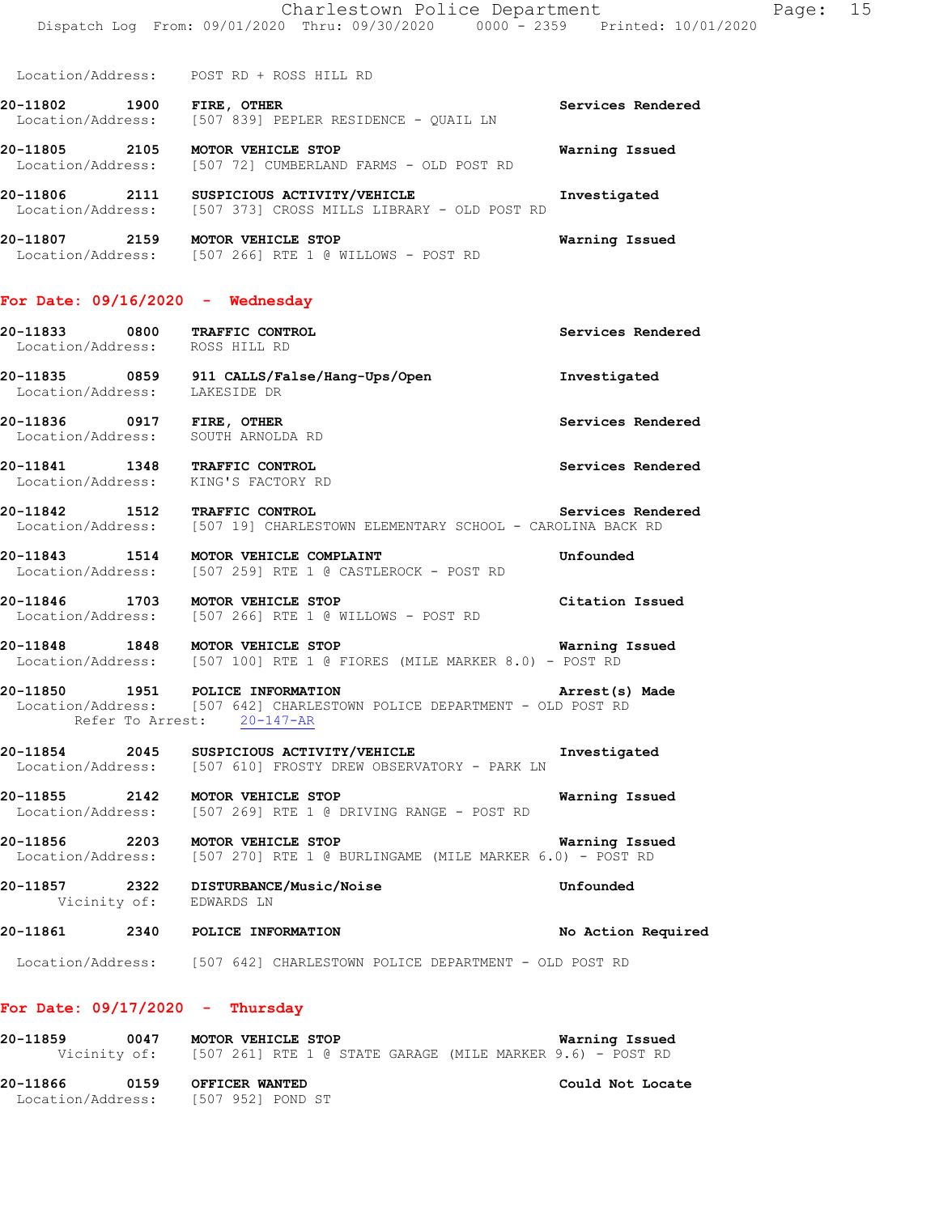Location/Address: POST RD + ROSS HILL RD

20-11802 1900 **FIRE, OTHER** Services Rendered
Location/Address: [507 839] PEPLER RESIDENCE - QUAIL LN

20-11805 2105 **MOTOR VEHICLE STOP** Warning Issued
Location/Address: [507 72] CUMBERLAND FARMS - OLD POST RD

20-11806 2111 **SUSPICIOUS ACTIVITY/VEHICLE** Investigated
Location/Address: [507 373] CROSS MILLS LIBRARY - OLD POST RD

20-11807 2159 **MOTOR VEHICLE STOP** Warning Issued
Location/Address: [507 266] RTE 1 @ WILLOWS - POST RD

## For Date: 09/16/2020 - Wednesday

20-11833 0800 **TRAFFIC CONTROL** Services Rendered
Location/Address: ROSS HILL RD

20-11835 0859 **911 CALLS/False/Hang-Ups/Open** Investigated
Location/Address: LAKESIDE DR

20-11836 0917 **FIRE, OTHER** Services Rendered
Location/Address: SOUTH ARNOLDA RD

20-11841 1348 **TRAFFIC CONTROL** Services Rendered
Location/Address: KING'S FACTORY RD

20-11842 1512 **TRAFFIC CONTROL** Services Rendered
Location/Address: [507 19] CHARLESTOWN ELEMENTARY SCHOOL - CAROLINA BACK RD

20-11843 1514 **MOTOR VEHICLE COMPLAINT** Unfounded
Location/Address: [507 259] RTE 1 @ CASTLEROCK - POST RD

20-11846 1703 **MOTOR VEHICLE STOP** Citation Issued
Location/Address: [507 266] RTE 1 @ WILLOWS - POST RD

20-11848 1848 **MOTOR VEHICLE STOP** Warning Issued
Location/Address: [507 100] RTE 1 @ FIORES (MILE MARKER 8.0) - POST RD

20-11850 1951 **POLICE INFORMATION** Arrest(s) Made
Location/Address: [507 642] CHARLESTOWN POLICE DEPARTMENT - OLD POST RD
Refer To Arrest: 20-147-AR

20-11854 2045 **SUSPICIOUS ACTIVITY/VEHICLE** Investigated
Location/Address: [507 610] FROSTY DREW OBSERVATORY - PARK LN

20-11855 2142 **MOTOR VEHICLE STOP** Warning Issued
Location/Address: [507 269] RTE 1 @ DRIVING RANGE - POST RD

20-11856 2203 **MOTOR VEHICLE STOP** Warning Issued
Location/Address: [507 270] RTE 1 @ BURLINGAME (MILE MARKER 6.0) - POST RD

20-11857 2322 **DISTURBANCE/Music/Noise** Unfounded
Vicinity of: EDWARDS LN

20-11861 2340 **POLICE INFORMATION** No Action Required
Location/Address: [507 642] CHARLESTOWN POLICE DEPARTMENT - OLD POST RD

## For Date: 09/17/2020 - Thursday

20-11859 0047 **MOTOR VEHICLE STOP** Warning Issued
Vicinity of: [507 261] RTE 1 @ STATE GARAGE (MILE MARKER 9.6) - POST RD

20-11866 0159 **OFFICER WANTED** Could Not Locate
Location/Address: [507 952] POND ST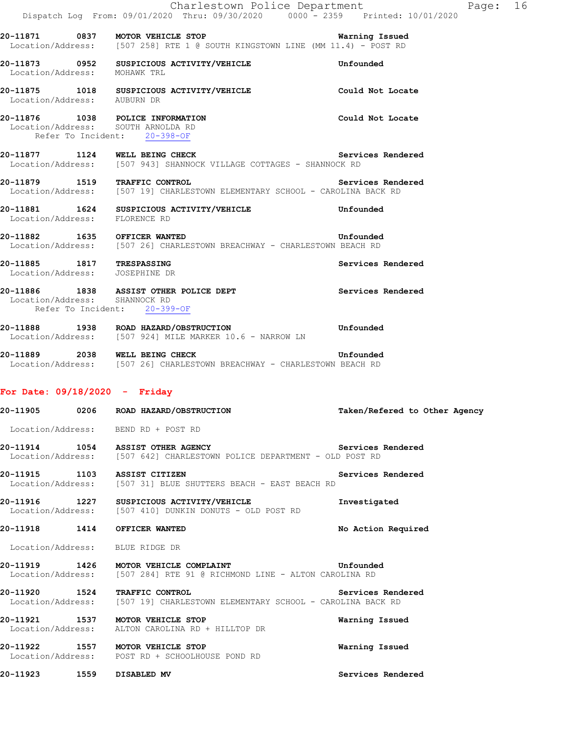20-11871 0837 **MOTOR VEHICLE STOP** Warning Issued
Location/Address: [507 258] RTE 1 @ SOUTH KINGSTOWN LINE (MM 11.4) - POST RD

20-11873 0952 **SUSPICIOUS ACTIVITY/VEHICLE** Unfounded
Location/Address: MOHAWK TRL

20-11875 1018 **SUSPICIOUS ACTIVITY/VEHICLE** Could Not Locate
Location/Address: AUBURN DR

20-11876 1038 **POLICE INFORMATION** Could Not Locate
Location/Address: SOUTH ARNOLDA RD
Refer To Incident: 20-398-OF

20-11877 1124 **WELL BEING CHECK** Services Rendered
Location/Address: [507 943] SHANNOCK VILLAGE COTTAGES - SHANNOCK RD

20-11879 1519 **TRAFFIC CONTROL** Services Rendered
Location/Address: [507 19] CHARLESTOWN ELEMENTARY SCHOOL - CAROLINA BACK RD

20-11881 1624 **SUSPICIOUS ACTIVITY/VEHICLE** Unfounded
Location/Address: FLORENCE RD

20-11882 1635 **OFFICER WANTED** Unfounded
Location/Address: [507 26] CHARLESTOWN BREACHWAY - CHARLESTOWN BEACH RD

20-11885 1817 **TRESPASSING** Services Rendered
Location/Address: JOSEPHINE DR

20-11886 1838 **ASSIST OTHER POLICE DEPT** Services Rendered
Location/Address: SHANNOCK RD
Refer To Incident: 20-399-OF

20-11888 1938 **ROAD HAZARD/OBSTRUCTION** Unfounded
Location/Address: [507 924] MILE MARKER 10.6 - NARROW LN

20-11889 2038 **WELL BEING CHECK** Unfounded
Location/Address: [507 26] CHARLESTOWN BREACHWAY - CHARLESTOWN BEACH RD

## For Date: 09/18/2020 - Friday

20-11905 0206 **ROAD HAZARD/OBSTRUCTION** Taken/Refered to Other Agency
Location/Address: BEND RD + POST RD

20-11914 1054 **ASSIST OTHER AGENCY** Services Rendered
Location/Address: [507 642] CHARLESTOWN POLICE DEPARTMENT - OLD POST RD

20-11915 1103 **ASSIST CITIZEN** Services Rendered
Location/Address: [507 31] BLUE SHUTTERS BEACH - EAST BEACH RD

20-11916 1227 **SUSPICIOUS ACTIVITY/VEHICLE** Investigated
Location/Address: [507 410] DUNKIN DONUTS - OLD POST RD

20-11918 1414 **OFFICER WANTED** No Action Required
Location/Address: BLUE RIDGE DR

20-11919 1426 **MOTOR VEHICLE COMPLAINT** Unfounded
Location/Address: [507 284] RTE 91 @ RICHMOND LINE - ALTON CAROLINA RD

20-11920 1524 **TRAFFIC CONTROL** Services Rendered
Location/Address: [507 19] CHARLESTOWN ELEMENTARY SCHOOL - CAROLINA BACK RD

20-11921 1537 **MOTOR VEHICLE STOP** Warning Issued
Location/Address: ALTON CAROLINA RD + HILLTOP DR

20-11922 1557 **MOTOR VEHICLE STOP** Warning Issued
Location/Address: POST RD + SCHOOLHOUSE POND RD

20-11923 1559 **DISABLED MV** Services Rendered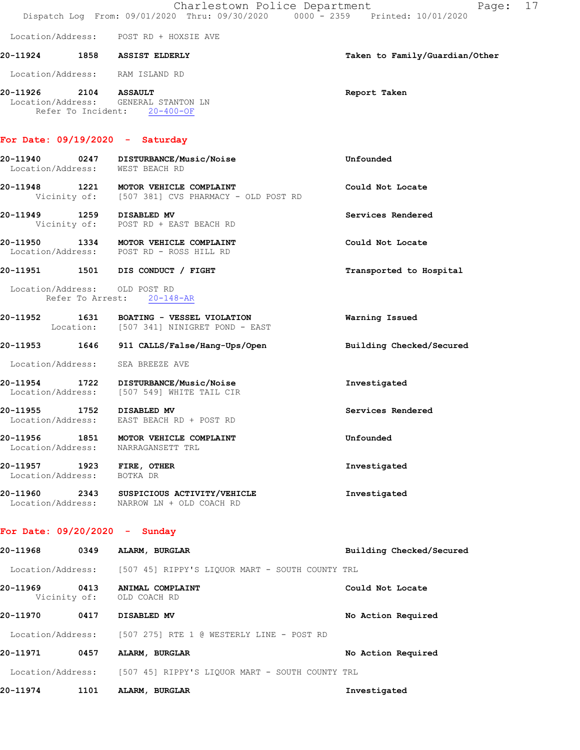Location/Address: POST RD + HOXSIE AVE

**20-11924 1858 ASSIST ELDERLY** — Taken to Family/Guardian/Other

Location/Address: RAM ISLAND RD

**20-11926 2104 ASSAULT** — Report Taken
Location/Address: GENERAL STANTON LN
Refer To Incident: 20-400-OF

## For Date: 09/19/2020 - Saturday

**20-11940 0247 DISTURBANCE/Music/Noise** — Unfounded
Location/Address: WEST BEACH RD

**20-11948 1221 MOTOR VEHICLE COMPLAINT** — Could Not Locate
Vicinity of: [507 381] CVS PHARMACY - OLD POST RD

**20-11949 1259 DISABLED MV** — Services Rendered
Vicinity of: POST RD + EAST BEACH RD

**20-11950 1334 MOTOR VEHICLE COMPLAINT** — Could Not Locate
Location/Address: POST RD - ROSS HILL RD

**20-11951 1501 DIS CONDUCT / FIGHT** — Transported to Hospital

Location/Address: OLD POST RD
Refer To Arrest: 20-148-AR

**20-11952 1631 BOATING - VESSEL VIOLATION** — Warning Issued
Location: [507 341] NINIGRET POND - EAST

**20-11953 1646 911 CALLS/False/Hang-Ups/Open** — Building Checked/Secured

Location/Address: SEA BREEZE AVE

**20-11954 1722 DISTURBANCE/Music/Noise** — Investigated
Location/Address: [507 549] WHITE TAIL CIR

**20-11955 1752 DISABLED MV** — Services Rendered
Location/Address: EAST BEACH RD + POST RD

**20-11956 1851 MOTOR VEHICLE COMPLAINT** — Unfounded
Location/Address: NARRAGANSETT TRL

**20-11957 1923 FIRE, OTHER** — Investigated
Location/Address: BOTKA DR

**20-11960 2343 SUSPICIOUS ACTIVITY/VEHICLE** — Investigated
Location/Address: NARROW LN + OLD COACH RD

## For Date: 09/20/2020 - Sunday

**20-11968 0349 ALARM, BURGLAR** — Building Checked/Secured

Location/Address: [507 45] RIPPY'S LIQUOR MART - SOUTH COUNTY TRL

**20-11969 0413 ANIMAL COMPLAINT** — Could Not Locate
Vicinity of: OLD COACH RD

**20-11970 0417 DISABLED MV** — No Action Required

Location/Address: [507 275] RTE 1 @ WESTERLY LINE - POST RD

**20-11971 0457 ALARM, BURGLAR** — No Action Required

Location/Address: [507 45] RIPPY'S LIQUOR MART - SOUTH COUNTY TRL

**20-11974 1101 ALARM, BURGLAR** — Investigated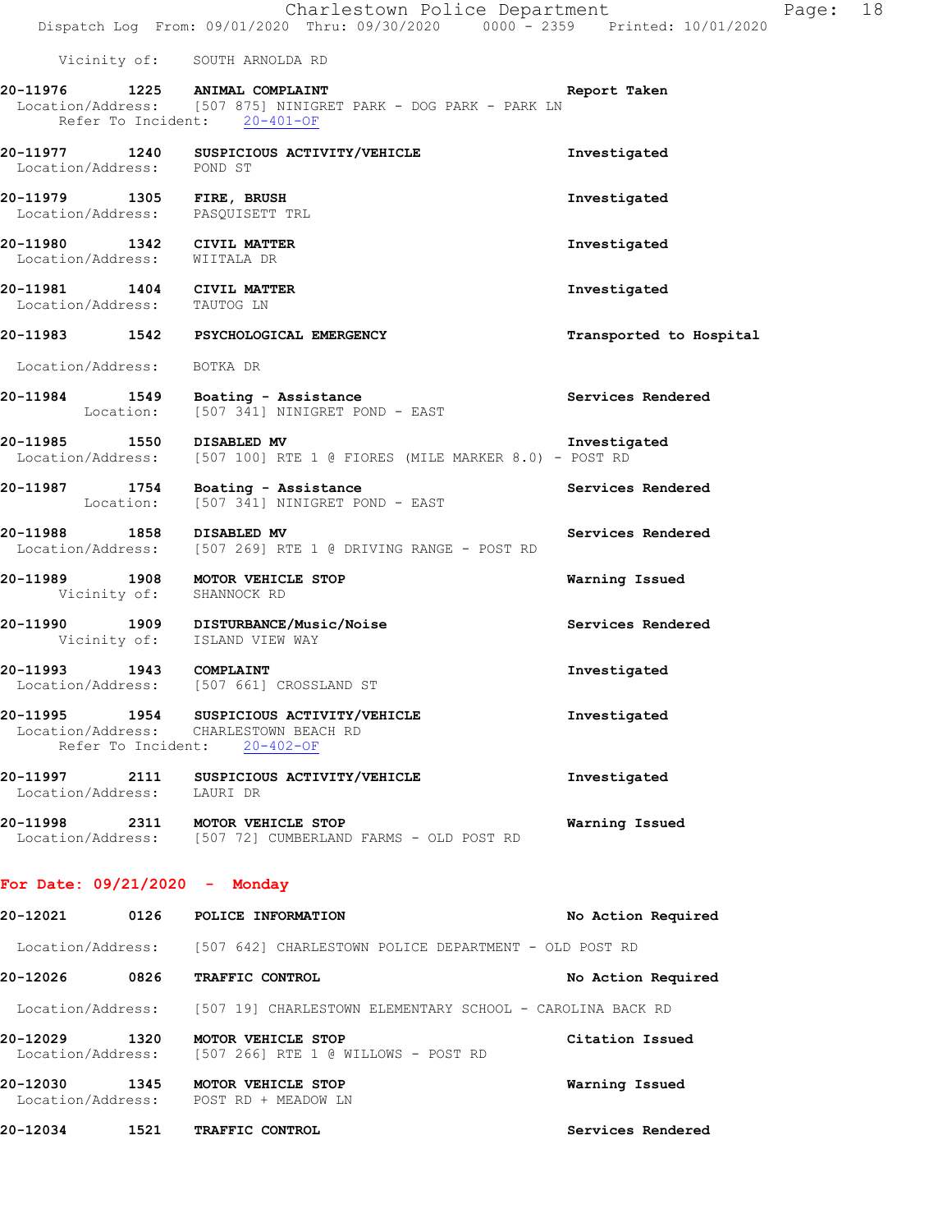Vicinity of: SOUTH ARNOLDA RD

**20-11976 1225 ANIMAL COMPLAINT** Report Taken
Location/Address: [507 875] NINIGRET PARK - DOG PARK - PARK LN
Refer To Incident: 20-401-OF

**20-11977 1240 SUSPICIOUS ACTIVITY/VEHICLE** Investigated
Location/Address: POND ST

**20-11979 1305 FIRE, BRUSH** Investigated
Location/Address: PASQUISETT TRL

**20-11980 1342 CIVIL MATTER** Investigated
Location/Address: WIITALA DR

**20-11981 1404 CIVIL MATTER** Investigated
Location/Address: TAUTOG LN

**20-11983 1542 PSYCHOLOGICAL EMERGENCY** Transported to Hospital
Location/Address: BOTKA DR

**20-11984 1549 Boating - Assistance** Services Rendered
Location: [507 341] NINIGRET POND - EAST

**20-11985 1550 DISABLED MV** Investigated
Location/Address: [507 100] RTE 1 @ FIORES (MILE MARKER 8.0) - POST RD

**20-11987 1754 Boating - Assistance** Services Rendered
Location: [507 341] NINIGRET POND - EAST

**20-11988 1858 DISABLED MV** Services Rendered
Location/Address: [507 269] RTE 1 @ DRIVING RANGE - POST RD

**20-11989 1908 MOTOR VEHICLE STOP** Warning Issued
Vicinity of: SHANNOCK RD

**20-11990 1909 DISTURBANCE/Music/Noise** Services Rendered
Vicinity of: ISLAND VIEW WAY

**20-11993 1943 COMPLAINT** Investigated
Location/Address: [507 661] CROSSLAND ST

**20-11995 1954 SUSPICIOUS ACTIVITY/VEHICLE** Investigated
Location/Address: CHARLESTOWN BEACH RD
Refer To Incident: 20-402-OF

**20-11997 2111 SUSPICIOUS ACTIVITY/VEHICLE** Investigated
Location/Address: LAURI DR

**20-11998 2311 MOTOR VEHICLE STOP** Warning Issued
Location/Address: [507 72] CUMBERLAND FARMS - OLD POST RD

## For Date: 09/21/2020 - Monday

**20-12021 0126 POLICE INFORMATION** No Action Required
Location/Address: [507 642] CHARLESTOWN POLICE DEPARTMENT - OLD POST RD

**20-12026 0826 TRAFFIC CONTROL** No Action Required
Location/Address: [507 19] CHARLESTOWN ELEMENTARY SCHOOL - CAROLINA BACK RD

**20-12029 1320 MOTOR VEHICLE STOP** Citation Issued
Location/Address: [507 266] RTE 1 @ WILLOWS - POST RD

**20-12030 1345 MOTOR VEHICLE STOP** Warning Issued
Location/Address: POST RD + MEADOW LN

**20-12034 1521 TRAFFIC CONTROL** Services Rendered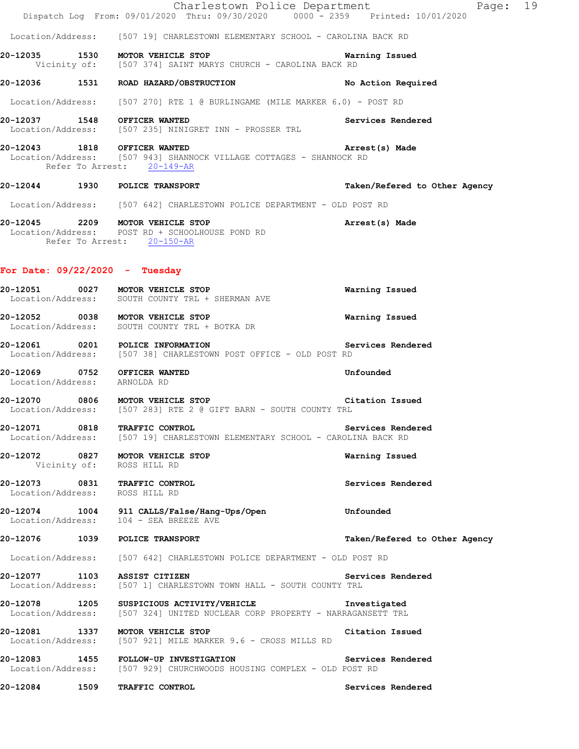Location/Address: [507 19] CHARLESTOWN ELEMENTARY SCHOOL - CAROLINA BACK RD

**20-12035 1530 MOTOR VEHICLE STOP** **Warning Issued**
Vicinity of: [507 374] SAINT MARYS CHURCH - CAROLINA BACK RD

**20-12036 1531 ROAD HAZARD/OBSTRUCTION** **No Action Required**

Location/Address: [507 270] RTE 1 @ BURLINGAME (MILE MARKER 6.0) - POST RD

**20-12037 1548 OFFICER WANTED** **Services Rendered**
Location/Address: [507 235] NINIGRET INN - PROSSER TRL

**20-12043 1818 OFFICER WANTED** **Arrest(s) Made**
Location/Address: [507 943] SHANNOCK VILLAGE COTTAGES - SHANNOCK RD
Refer To Arrest: 20-149-AR

**20-12044 1930 POLICE TRANSPORT** **Taken/Refered to Other Agency**

Location/Address: [507 642] CHARLESTOWN POLICE DEPARTMENT - OLD POST RD

**20-12045 2209 MOTOR VEHICLE STOP** **Arrest(s) Made**
Location/Address: POST RD + SCHOOLHOUSE POND RD
Refer To Arrest: 20-150-AR

## For Date: 09/22/2020 - Tuesday

**20-12051 0027 MOTOR VEHICLE STOP** **Warning Issued**
Location/Address: SOUTH COUNTY TRL + SHERMAN AVE

**20-12052 0038 MOTOR VEHICLE STOP** **Warning Issued**
Location/Address: SOUTH COUNTY TRL + BOTKA DR

**20-12061 0201 POLICE INFORMATION** **Services Rendered**
Location/Address: [507 38] CHARLESTOWN POST OFFICE - OLD POST RD

**20-12069 0752 OFFICER WANTED** **Unfounded**
Location/Address: ARNOLDA RD

**20-12070 0806 MOTOR VEHICLE STOP** **Citation Issued**
Location/Address: [507 283] RTE 2 @ GIFT BARN - SOUTH COUNTY TRL

**20-12071 0818 TRAFFIC CONTROL** **Services Rendered**
Location/Address: [507 19] CHARLESTOWN ELEMENTARY SCHOOL - CAROLINA BACK RD

**20-12072 0827 MOTOR VEHICLE STOP** **Warning Issued**
Vicinity of: ROSS HILL RD

**20-12073 0831 TRAFFIC CONTROL** **Services Rendered**
Location/Address: ROSS HILL RD

**20-12074 1004 911 CALLS/False/Hang-Ups/Open** **Unfounded**
Location/Address: 104 - SEA BREEZE AVE

**20-12076 1039 POLICE TRANSPORT** **Taken/Refered to Other Agency**

Location/Address: [507 642] CHARLESTOWN POLICE DEPARTMENT - OLD POST RD

**20-12077 1103 ASSIST CITIZEN** **Services Rendered**
Location/Address: [507 1] CHARLESTOWN TOWN HALL - SOUTH COUNTY TRL

**20-12078 1205 SUSPICIOUS ACTIVITY/VEHICLE** **Investigated**
Location/Address: [507 324] UNITED NUCLEAR CORP PROPERTY - NARRAGANSETT TRL

**20-12081 1337 MOTOR VEHICLE STOP** **Citation Issued**
Location/Address: [507 921] MILE MARKER 9.6 - CROSS MILLS RD

**20-12083 1455 FOLLOW-UP INVESTIGATION** **Services Rendered**
Location/Address: [507 929] CHURCHWOODS HOUSING COMPLEX - OLD POST RD

**20-12084 1509 TRAFFIC CONTROL** **Services Rendered**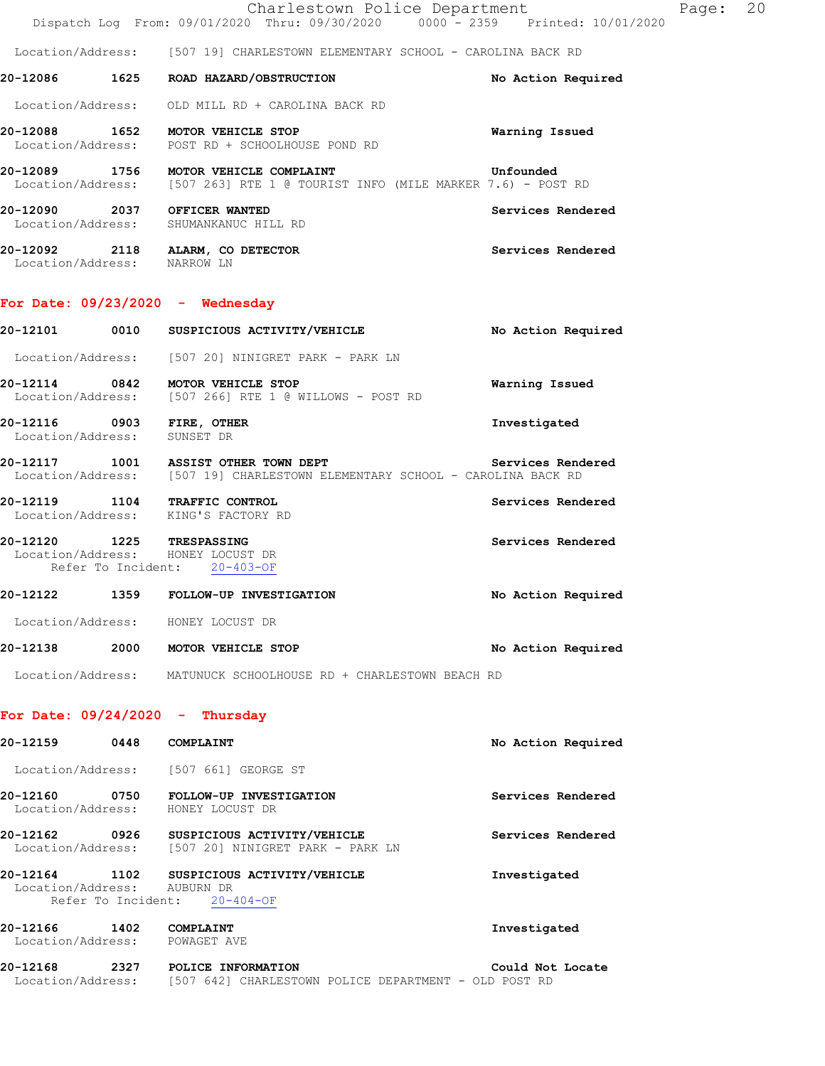Location/Address: [507 19] CHARLESTOWN ELEMENTARY SCHOOL - CAROLINA BACK RD

**20-12086 1625 ROAD HAZARD/OBSTRUCTION** — No Action Required
Location/Address: OLD MILL RD + CAROLINA BACK RD

**20-12088 1652 MOTOR VEHICLE STOP** — Warning Issued
Location/Address: POST RD + SCHOOLHOUSE POND RD

**20-12089 1756 MOTOR VEHICLE COMPLAINT** — Unfounded
Location/Address: [507 263] RTE 1 @ TOURIST INFO (MILE MARKER 7.6) - POST RD

**20-12090 2037 OFFICER WANTED** — Services Rendered
Location/Address: SHUMANKANUC HILL RD

**20-12092 2118 ALARM, CO DETECTOR** — Services Rendered
Location/Address: NARROW LN

## For Date: 09/23/2020 - Wednesday

**20-12101 0010 SUSPICIOUS ACTIVITY/VEHICLE** — No Action Required
Location/Address: [507 20] NINIGRET PARK - PARK LN

**20-12114 0842 MOTOR VEHICLE STOP** — Warning Issued
Location/Address: [507 266] RTE 1 @ WILLOWS - POST RD

**20-12116 0903 FIRE, OTHER** — Investigated
Location/Address: SUNSET DR

**20-12117 1001 ASSIST OTHER TOWN DEPT** — Services Rendered
Location/Address: [507 19] CHARLESTOWN ELEMENTARY SCHOOL - CAROLINA BACK RD

**20-12119 1104 TRAFFIC CONTROL** — Services Rendered
Location/Address: KING'S FACTORY RD

**20-12120 1225 TRESPASSING** — Services Rendered
Location/Address: HONEY LOCUST DR
Refer To Incident: 20-403-OF

**20-12122 1359 FOLLOW-UP INVESTIGATION** — No Action Required
Location/Address: HONEY LOCUST DR

**20-12138 2000 MOTOR VEHICLE STOP** — No Action Required
Location/Address: MATUNUCK SCHOOLHOUSE RD + CHARLESTOWN BEACH RD

## For Date: 09/24/2020 - Thursday

**20-12159 0448 COMPLAINT** — No Action Required
Location/Address: [507 661] GEORGE ST

**20-12160 0750 FOLLOW-UP INVESTIGATION** — Services Rendered
Location/Address: HONEY LOCUST DR

**20-12162 0926 SUSPICIOUS ACTIVITY/VEHICLE** — Services Rendered
Location/Address: [507 20] NINIGRET PARK - PARK LN

**20-12164 1102 SUSPICIOUS ACTIVITY/VEHICLE** — Investigated
Location/Address: AUBURN DR
Refer To Incident: 20-404-OF

**20-12166 1402 COMPLAINT** — Investigated
Location/Address: POWAGET AVE

**20-12168 2327 POLICE INFORMATION** — Could Not Locate
Location/Address: [507 642] CHARLESTOWN POLICE DEPARTMENT - OLD POST RD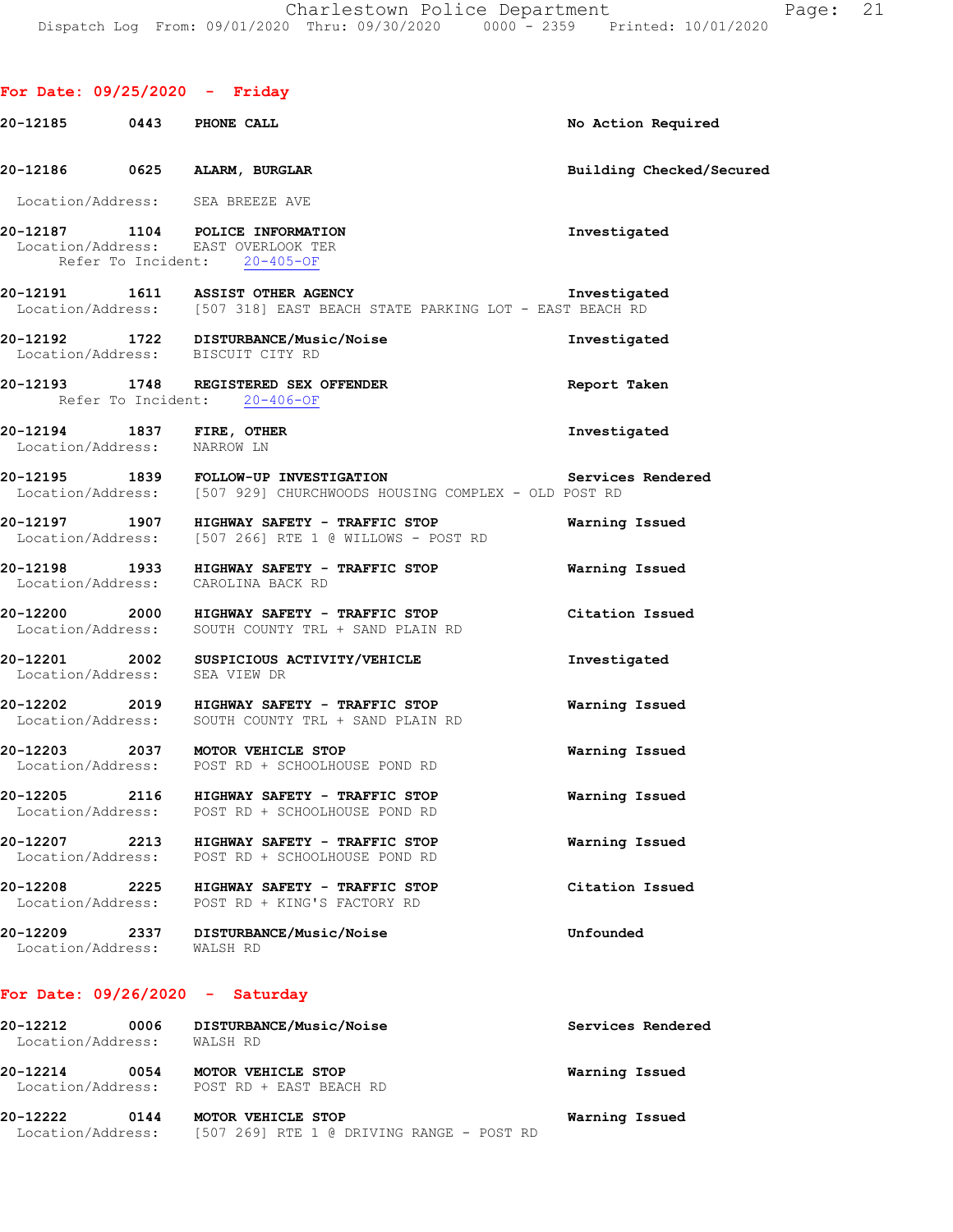## For Date: 09/25/2020 - Friday

**20-12185** 0443 **PHONE CALL** — No Action Required

**20-12186** 0625 **ALARM, BURGLAR** — Building Checked/Secured
Location/Address: SEA BREEZE AVE

**20-12187** 1104 **POLICE INFORMATION** — Investigated
Location/Address: EAST OVERLOOK TER
Refer To Incident: 20-405-OF

**20-12191** 1611 **ASSIST OTHER AGENCY** — Investigated
Location/Address: [507 318] EAST BEACH STATE PARKING LOT - EAST BEACH RD

**20-12192** 1722 **DISTURBANCE/Music/Noise** — Investigated
Location/Address: BISCUIT CITY RD

**20-12193** 1748 **REGISTERED SEX OFFENDER** — Report Taken
Refer To Incident: 20-406-OF

**20-12194** 1837 **FIRE, OTHER** — Investigated
Location/Address: NARROW LN

**20-12195** 1839 **FOLLOW-UP INVESTIGATION** — Services Rendered
Location/Address: [507 929] CHURCHWOODS HOUSING COMPLEX - OLD POST RD

**20-12197** 1907 **HIGHWAY SAFETY - TRAFFIC STOP** — Warning Issued
Location/Address: [507 266] RTE 1 @ WILLOWS - POST RD

**20-12198** 1933 **HIGHWAY SAFETY - TRAFFIC STOP** — Warning Issued
Location/Address: CAROLINA BACK RD

**20-12200** 2000 **HIGHWAY SAFETY - TRAFFIC STOP** — Citation Issued
Location/Address: SOUTH COUNTY TRL + SAND PLAIN RD

**20-12201** 2002 **SUSPICIOUS ACTIVITY/VEHICLE** — Investigated
Location/Address: SEA VIEW DR

**20-12202** 2019 **HIGHWAY SAFETY - TRAFFIC STOP** — Warning Issued
Location/Address: SOUTH COUNTY TRL + SAND PLAIN RD

**20-12203** 2037 **MOTOR VEHICLE STOP** — Warning Issued
Location/Address: POST RD + SCHOOLHOUSE POND RD

**20-12205** 2116 **HIGHWAY SAFETY - TRAFFIC STOP** — Warning Issued
Location/Address: POST RD + SCHOOLHOUSE POND RD

**20-12207** 2213 **HIGHWAY SAFETY - TRAFFIC STOP** — Warning Issued
Location/Address: POST RD + SCHOOLHOUSE POND RD

**20-12208** 2225 **HIGHWAY SAFETY - TRAFFIC STOP** — Citation Issued
Location/Address: POST RD + KING'S FACTORY RD

**20-12209** 2337 **DISTURBANCE/Music/Noise** — Unfounded
Location/Address: WALSH RD

## For Date: 09/26/2020 - Saturday

**20-12212** 0006 **DISTURBANCE/Music/Noise** — Services Rendered
Location/Address: WALSH RD

**20-12214** 0054 **MOTOR VEHICLE STOP** — Warning Issued
Location/Address: POST RD + EAST BEACH RD

**20-12222** 0144 **MOTOR VEHICLE STOP** — Warning Issued
Location/Address: [507 269] RTE 1 @ DRIVING RANGE - POST RD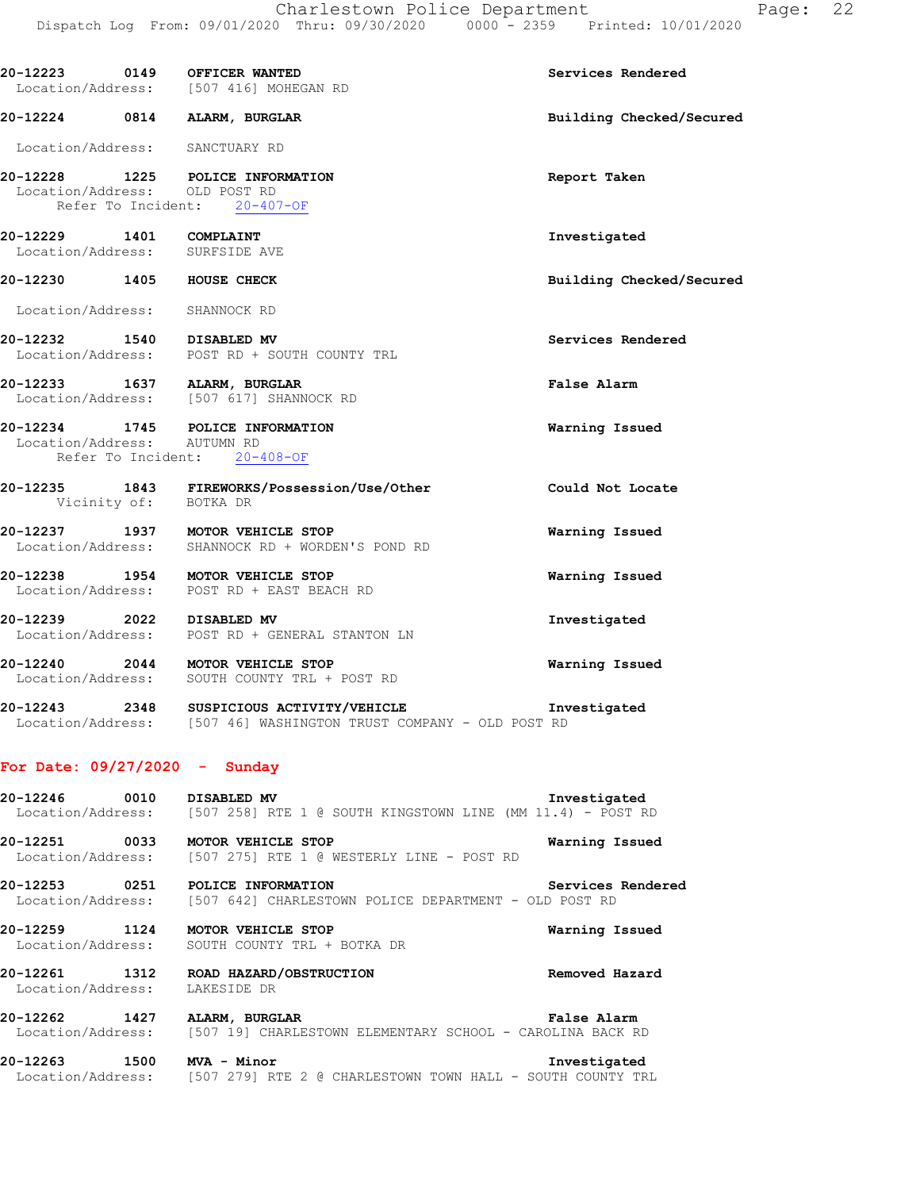**20-12223** 0149 **OFFICER WANTED** — Services Rendered
Location/Address: [507 416] MOHEGAN RD

**20-12224** 0814 **ALARM, BURGLAR** — Building Checked/Secured
Location/Address: SANCTUARY RD

**20-12228** 1225 **POLICE INFORMATION** — Report Taken
Location/Address: OLD POST RD
Refer To Incident: 20-407-OF

**20-12229** 1401 **COMPLAINT** — Investigated
Location/Address: SURFSIDE AVE

**20-12230** 1405 **HOUSE CHECK** — Building Checked/Secured
Location/Address: SHANNOCK RD

**20-12232** 1540 **DISABLED MV** — Services Rendered
Location/Address: POST RD + SOUTH COUNTY TRL

**20-12233** 1637 **ALARM, BURGLAR** — False Alarm
Location/Address: [507 617] SHANNOCK RD

**20-12234** 1745 **POLICE INFORMATION** — Warning Issued
Location/Address: AUTUMN RD
Refer To Incident: 20-408-OF

**20-12235** 1843 **FIREWORKS/Possession/Use/Other** — Could Not Locate
Vicinity of: BOTKA DR

**20-12237** 1937 **MOTOR VEHICLE STOP** — Warning Issued
Location/Address: SHANNOCK RD + WORDEN'S POND RD

**20-12238** 1954 **MOTOR VEHICLE STOP** — Warning Issued
Location/Address: POST RD + EAST BEACH RD

**20-12239** 2022 **DISABLED MV** — Investigated
Location/Address: POST RD + GENERAL STANTON LN

**20-12240** 2044 **MOTOR VEHICLE STOP** — Warning Issued
Location/Address: SOUTH COUNTY TRL + POST RD

**20-12243** 2348 **SUSPICIOUS ACTIVITY/VEHICLE** — Investigated
Location/Address: [507 46] WASHINGTON TRUST COMPANY - OLD POST RD

## For Date: 09/27/2020 - Sunday

**20-12246** 0010 **DISABLED MV** — Investigated
Location/Address: [507 258] RTE 1 @ SOUTH KINGSTOWN LINE (MM 11.4) - POST RD

**20-12251** 0033 **MOTOR VEHICLE STOP** — Warning Issued
Location/Address: [507 275] RTE 1 @ WESTERLY LINE - POST RD

**20-12253** 0251 **POLICE INFORMATION** — Services Rendered
Location/Address: [507 642] CHARLESTOWN POLICE DEPARTMENT - OLD POST RD

**20-12259** 1124 **MOTOR VEHICLE STOP** — Warning Issued
Location/Address: SOUTH COUNTY TRL + BOTKA DR

**20-12261** 1312 **ROAD HAZARD/OBSTRUCTION** — Removed Hazard
Location/Address: LAKESIDE DR

**20-12262** 1427 **ALARM, BURGLAR** — False Alarm
Location/Address: [507 19] CHARLESTOWN ELEMENTARY SCHOOL - CAROLINA BACK RD

**20-12263** 1500 **MVA - Minor** — Investigated
Location/Address: [507 279] RTE 2 @ CHARLESTOWN TOWN HALL - SOUTH COUNTY TRL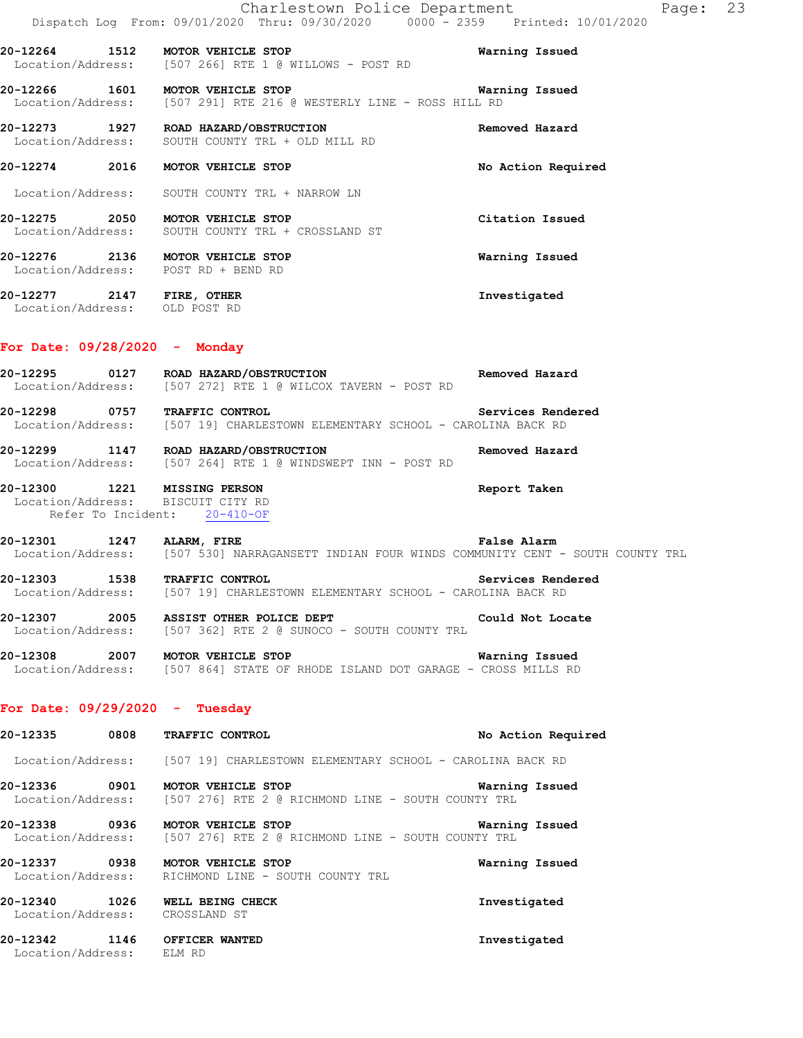**20-12264 1512 MOTOR VEHICLE STOP** — **Warning Issued**
Location/Address: [507 266] RTE 1 @ WILLOWS - POST RD

**20-12266 1601 MOTOR VEHICLE STOP** — **Warning Issued**
Location/Address: [507 291] RTE 216 @ WESTERLY LINE - ROSS HILL RD

**20-12273 1927 ROAD HAZARD/OBSTRUCTION** — **Removed Hazard**
Location/Address: SOUTH COUNTY TRL + OLD MILL RD

**20-12274 2016 MOTOR VEHICLE STOP** — **No Action Required**
Location/Address: SOUTH COUNTY TRL + NARROW LN

**20-12275 2050 MOTOR VEHICLE STOP** — **Citation Issued**
Location/Address: SOUTH COUNTY TRL + CROSSLAND ST

**20-12276 2136 MOTOR VEHICLE STOP** — **Warning Issued**
Location/Address: POST RD + BEND RD

**20-12277 2147 FIRE, OTHER** — **Investigated**
Location/Address: OLD POST RD

## For Date: 09/28/2020 - Monday

**20-12295 0127 ROAD HAZARD/OBSTRUCTION** — **Removed Hazard**
Location/Address: [507 272] RTE 1 @ WILCOX TAVERN - POST RD

**20-12298 0757 TRAFFIC CONTROL** — **Services Rendered**
Location/Address: [507 19] CHARLESTOWN ELEMENTARY SCHOOL - CAROLINA BACK RD

**20-12299 1147 ROAD HAZARD/OBSTRUCTION** — **Removed Hazard**
Location/Address: [507 264] RTE 1 @ WINDSWEPT INN - POST RD

**20-12300 1221 MISSING PERSON** — **Report Taken**
Location/Address: BISCUIT CITY RD
Refer To Incident: 20-410-OF

**20-12301 1247 ALARM, FIRE** — **False Alarm**
Location/Address: [507 530] NARRAGANSETT INDIAN FOUR WINDS COMMUNITY CENT - SOUTH COUNTY TRL

**20-12303 1538 TRAFFIC CONTROL** — **Services Rendered**
Location/Address: [507 19] CHARLESTOWN ELEMENTARY SCHOOL - CAROLINA BACK RD

**20-12307 2005 ASSIST OTHER POLICE DEPT** — **Could Not Locate**
Location/Address: [507 362] RTE 2 @ SUNOCO - SOUTH COUNTY TRL

**20-12308 2007 MOTOR VEHICLE STOP** — **Warning Issued**
Location/Address: [507 864] STATE OF RHODE ISLAND DOT GARAGE - CROSS MILLS RD

## For Date: 09/29/2020 - Tuesday

**20-12335 0808 TRAFFIC CONTROL** — **No Action Required**
Location/Address: [507 19] CHARLESTOWN ELEMENTARY SCHOOL - CAROLINA BACK RD

**20-12336 0901 MOTOR VEHICLE STOP** — **Warning Issued**
Location/Address: [507 276] RTE 2 @ RICHMOND LINE - SOUTH COUNTY TRL

**20-12338 0936 MOTOR VEHICLE STOP** — **Warning Issued**
Location/Address: [507 276] RTE 2 @ RICHMOND LINE - SOUTH COUNTY TRL

**20-12337 0938 MOTOR VEHICLE STOP** — **Warning Issued**
Location/Address: RICHMOND LINE - SOUTH COUNTY TRL

**20-12340 1026 WELL BEING CHECK** — **Investigated**
Location/Address: CROSSLAND ST

**20-12342 1146 OFFICER WANTED** — **Investigated**
Location/Address: ELM RD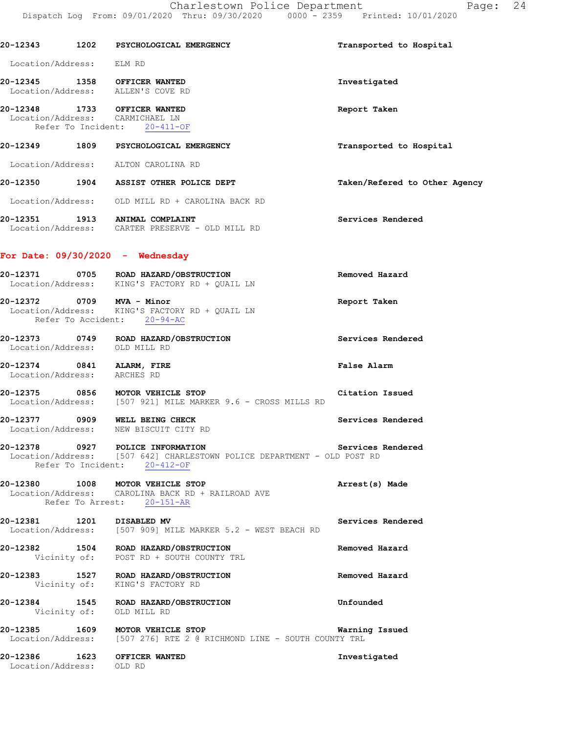**20-12343** 1202 **PSYCHOLOGICAL EMERGENCY** Transported to Hospital
Location/Address: ELM RD

**20-12345** 1358 **OFFICER WANTED** Investigated
Location/Address: ALLEN'S COVE RD

**20-12348** 1733 **OFFICER WANTED** Report Taken
Location/Address: CARMICHAEL LN
Refer To Incident: 20-411-OF

**20-12349** 1809 **PSYCHOLOGICAL EMERGENCY** Transported to Hospital
Location/Address: ALTON CAROLINA RD

**20-12350** 1904 **ASSIST OTHER POLICE DEPT** Taken/Refered to Other Agency
Location/Address: OLD MILL RD + CAROLINA BACK RD

**20-12351** 1913 **ANIMAL COMPLAINT** Services Rendered
Location/Address: CARTER PRESERVE - OLD MILL RD

## For Date: 09/30/2020 - Wednesday

**20-12371** 0705 **ROAD HAZARD/OBSTRUCTION** Removed Hazard
Location/Address: KING'S FACTORY RD + QUAIL LN

**20-12372** 0709 **MVA - Minor** Report Taken
Location/Address: KING'S FACTORY RD + QUAIL LN
Refer To Accident: 20-94-AC

**20-12373** 0749 **ROAD HAZARD/OBSTRUCTION** Services Rendered
Location/Address: OLD MILL RD

**20-12374** 0841 **ALARM, FIRE** False Alarm
Location/Address: ARCHES RD

**20-12375** 0856 **MOTOR VEHICLE STOP** Citation Issued
Location/Address: [507 921] MILE MARKER 9.6 - CROSS MILLS RD

**20-12377** 0909 **WELL BEING CHECK** Services Rendered
Location/Address: NEW BISCUIT CITY RD

**20-12378** 0927 **POLICE INFORMATION** Services Rendered
Location/Address: [507 642] CHARLESTOWN POLICE DEPARTMENT - OLD POST RD
Refer To Incident: 20-412-OF

**20-12380** 1008 **MOTOR VEHICLE STOP** Arrest(s) Made
Location/Address: CAROLINA BACK RD + RAILROAD AVE
Refer To Arrest: 20-151-AR

**20-12381** 1201 **DISABLED MV** Services Rendered
Location/Address: [507 909] MILE MARKER 5.2 - WEST BEACH RD

**20-12382** 1504 **ROAD HAZARD/OBSTRUCTION** Removed Hazard
Vicinity of: POST RD + SOUTH COUNTY TRL

**20-12383** 1527 **ROAD HAZARD/OBSTRUCTION** Removed Hazard
Vicinity of: KING'S FACTORY RD

**20-12384** 1545 **ROAD HAZARD/OBSTRUCTION** Unfounded
Vicinity of: OLD MILL RD

**20-12385** 1609 **MOTOR VEHICLE STOP** Warning Issued
Location/Address: [507 276] RTE 2 @ RICHMOND LINE - SOUTH COUNTY TRL

**20-12386** 1623 **OFFICER WANTED** Investigated
Location/Address: OLD RD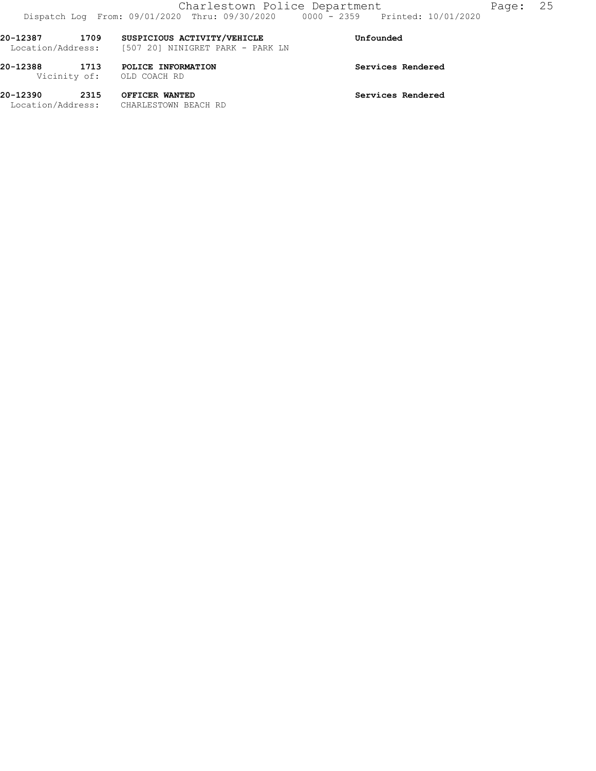**20-12387 1709 SUSPICIOUS ACTIVITY/VEHICLE** **Unfounded**
Location/Address: [507 20] NINIGRET PARK - PARK LN

**20-12388 1713 POLICE INFORMATION** **Services Rendered**
Vicinity of: OLD COACH RD

**20-12390 2315 OFFICER WANTED** **Services Rendered**
Location/Address: CHARLESTOWN BEACH RD